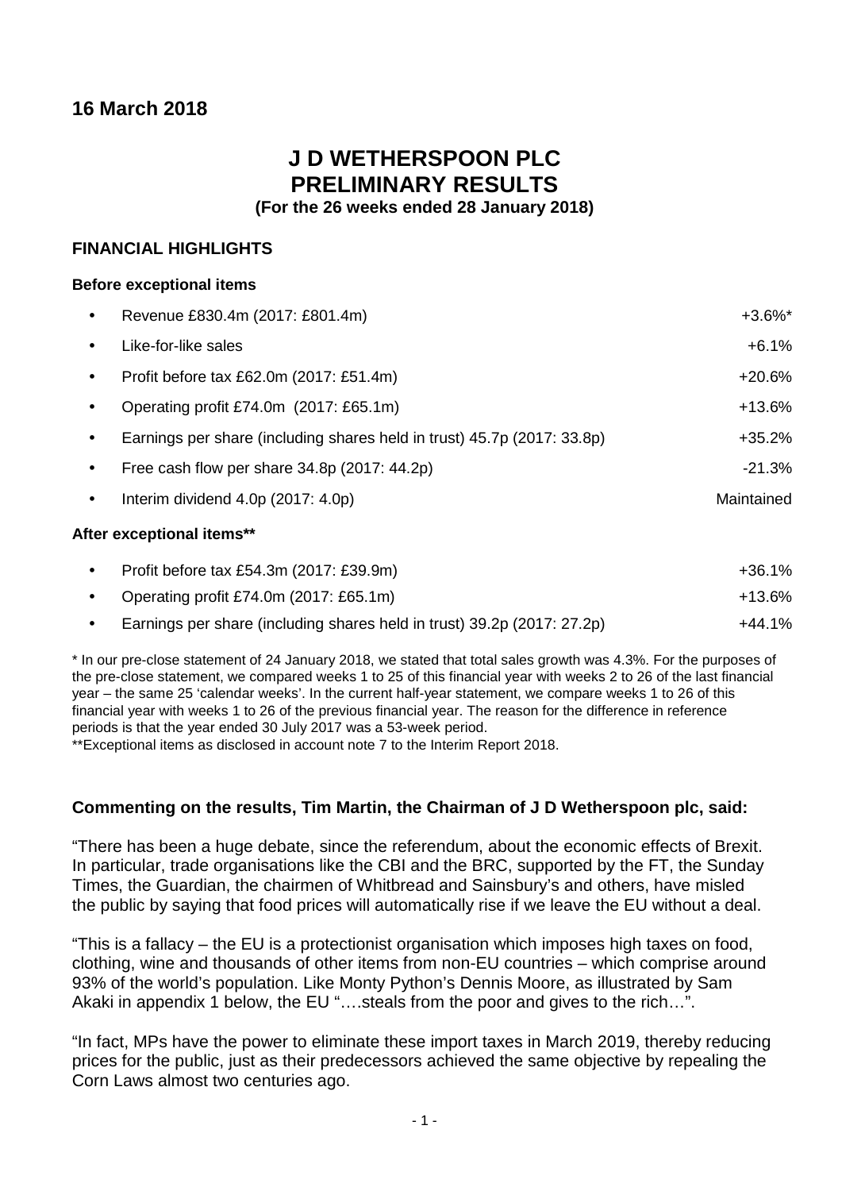## 16 March 2018

# J D WETHERSPOON PLC
# PRELIMINARY RESULTS

**(For the 26 weeks ended 28 January 2018)**

### FINANCIAL HIGHLIGHTS

**Before exceptional items**

- Revenue £830.4m (2017: £801.4m) +3.6%*
- Like-for-like sales +6.1%
- Profit before tax £62.0m (2017: £51.4m) +20.6%
- Operating profit £74.0m (2017: £65.1m) +13.6%
- Earnings per share (including shares held in trust) 45.7p (2017: 33.8p) +35.2%
- Free cash flow per share 34.8p (2017: 44.2p) -21.3%
- Interim dividend 4.0p (2017: 4.0p) Maintained

**After exceptional items****

- Profit before tax £54.3m (2017: £39.9m) +36.1%
- Operating profit £74.0m (2017: £65.1m) +13.6%
- Earnings per share (including shares held in trust) 39.2p (2017: 27.2p) +44.1%

* In our pre-close statement of 24 January 2018, we stated that total sales growth was 4.3%. For the purposes of the pre-close statement, we compared weeks 1 to 25 of this financial year with weeks 2 to 26 of the last financial year – the same 25 'calendar weeks'. In the current half-year statement, we compare weeks 1 to 26 of this financial year with weeks 1 to 26 of the previous financial year. The reason for the difference in reference periods is that the year ended 30 July 2017 was a 53-week period.

**Exceptional items as disclosed in account note 7 to the Interim Report 2018.

**Commenting on the results, Tim Martin, the Chairman of J D Wetherspoon plc, said:**

"There has been a huge debate, since the referendum, about the economic effects of Brexit. In particular, trade organisations like the CBI and the BRC, supported by the FT, the Sunday Times, the Guardian, the chairmen of Whitbread and Sainsbury's and others, have misled the public by saying that food prices will automatically rise if we leave the EU without a deal.

"This is a fallacy – the EU is a protectionist organisation which imposes high taxes on food, clothing, wine and thousands of other items from non-EU countries – which comprise around 93% of the world's population. Like Monty Python's Dennis Moore, as illustrated by Sam Akaki in appendix 1 below, the EU "….steals from the poor and gives to the rich…".

"In fact, MPs have the power to eliminate these import taxes in March 2019, thereby reducing prices for the public, just as their predecessors achieved the same objective by repealing the Corn Laws almost two centuries ago.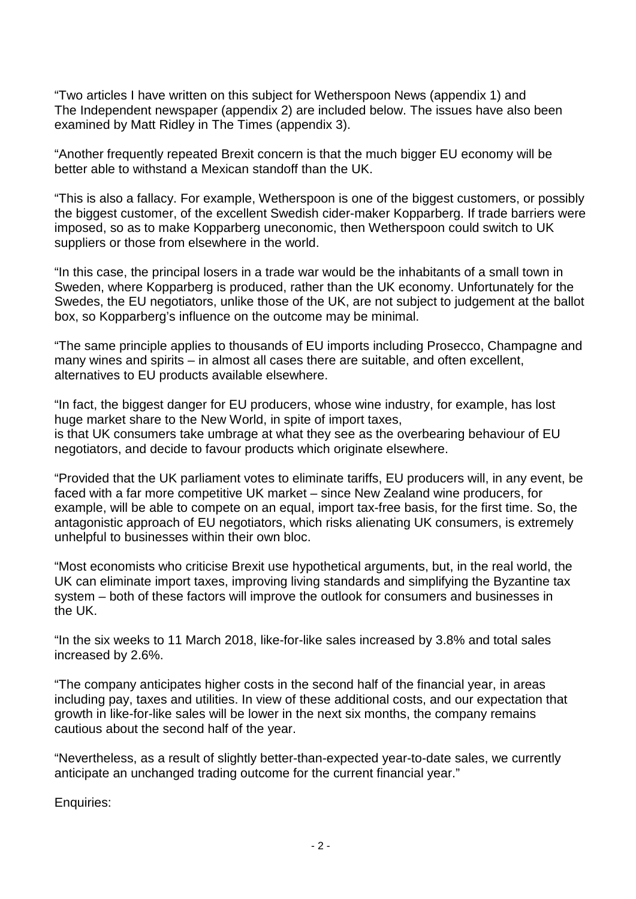"Two articles I have written on this subject for Wetherspoon News (appendix 1) and The Independent newspaper (appendix 2) are included below. The issues have also been examined by Matt Ridley in The Times (appendix 3).

"Another frequently repeated Brexit concern is that the much bigger EU economy will be better able to withstand a Mexican standoff than the UK.

"This is also a fallacy. For example, Wetherspoon is one of the biggest customers, or possibly the biggest customer, of the excellent Swedish cider-maker Kopparberg. If trade barriers were imposed, so as to make Kopparberg uneconomic, then Wetherspoon could switch to UK suppliers or those from elsewhere in the world.

"In this case, the principal losers in a trade war would be the inhabitants of a small town in Sweden, where Kopparberg is produced, rather than the UK economy. Unfortunately for the Swedes, the EU negotiators, unlike those of the UK, are not subject to judgement at the ballot box, so Kopparberg's influence on the outcome may be minimal.

"The same principle applies to thousands of EU imports including Prosecco, Champagne and many wines and spirits – in almost all cases there are suitable, and often excellent, alternatives to EU products available elsewhere.

"In fact, the biggest danger for EU producers, whose wine industry, for example, has lost huge market share to the New World, in spite of import taxes, is that UK consumers take umbrage at what they see as the overbearing behaviour of EU negotiators, and decide to favour products which originate elsewhere.

"Provided that the UK parliament votes to eliminate tariffs, EU producers will, in any event, be faced with a far more competitive UK market – since New Zealand wine producers, for example, will be able to compete on an equal, import tax-free basis, for the first time. So, the antagonistic approach of EU negotiators, which risks alienating UK consumers, is extremely unhelpful to businesses within their own bloc.

"Most economists who criticise Brexit use hypothetical arguments, but, in the real world, the UK can eliminate import taxes, improving living standards and simplifying the Byzantine tax system – both of these factors will improve the outlook for consumers and businesses in the UK.

"In the six weeks to 11 March 2018, like-for-like sales increased by 3.8% and total sales increased by 2.6%.

"The company anticipates higher costs in the second half of the financial year, in areas including pay, taxes and utilities. In view of these additional costs, and our expectation that growth in like-for-like sales will be lower in the next six months, the company remains cautious about the second half of the year.

"Nevertheless, as a result of slightly better-than-expected year-to-date sales, we currently anticipate an unchanged trading outcome for the current financial year."

Enquiries: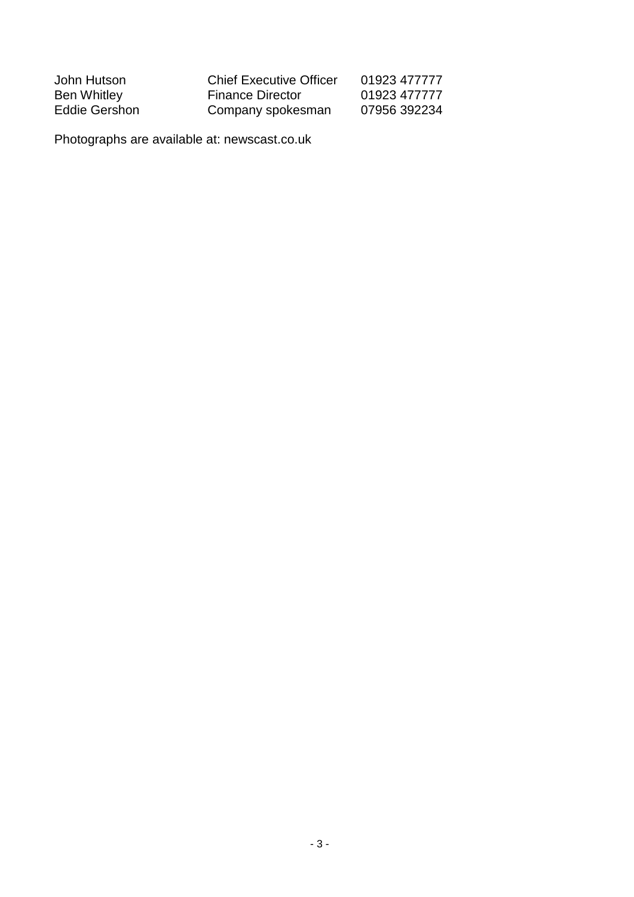| | | |
|---|---|---|
| John Hutson | Chief Executive Officer | 01923 477777 |
| Ben Whitley | Finance Director | 01923 477777 |
| Eddie Gershon | Company spokesman | 07956 392234 |

Photographs are available at: newscast.co.uk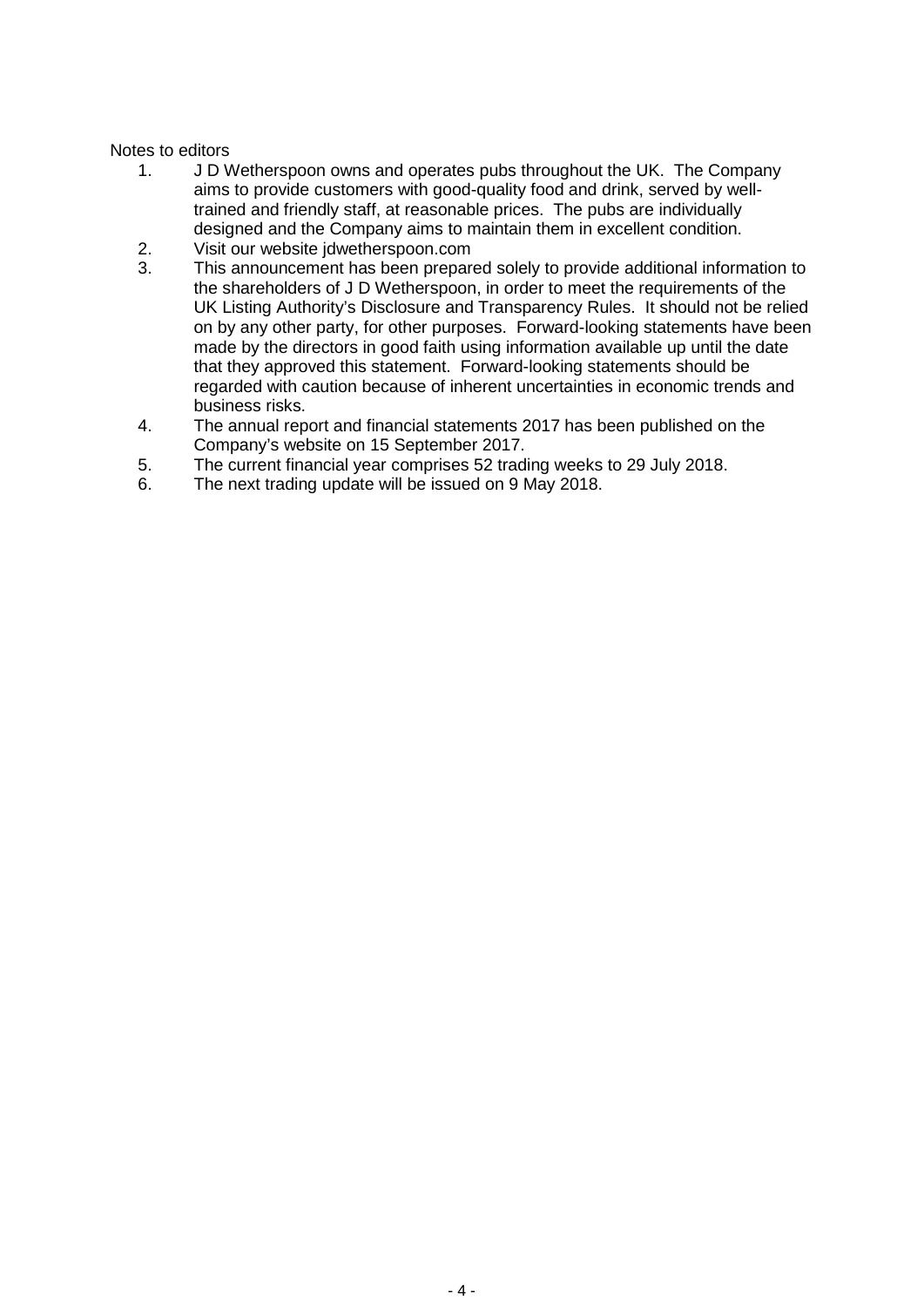Notes to editors

1. J D Wetherspoon owns and operates pubs throughout the UK. The Company aims to provide customers with good-quality food and drink, served by well-trained and friendly staff, at reasonable prices. The pubs are individually designed and the Company aims to maintain them in excellent condition.
2. Visit our website jdwetherspoon.com
3. This announcement has been prepared solely to provide additional information to the shareholders of J D Wetherspoon, in order to meet the requirements of the UK Listing Authority's Disclosure and Transparency Rules. It should not be relied on by any other party, for other purposes. Forward-looking statements have been made by the directors in good faith using information available up until the date that they approved this statement. Forward-looking statements should be regarded with caution because of inherent uncertainties in economic trends and business risks.
4. The annual report and financial statements 2017 has been published on the Company's website on 15 September 2017.
5. The current financial year comprises 52 trading weeks to 29 July 2018.
6. The next trading update will be issued on 9 May 2018.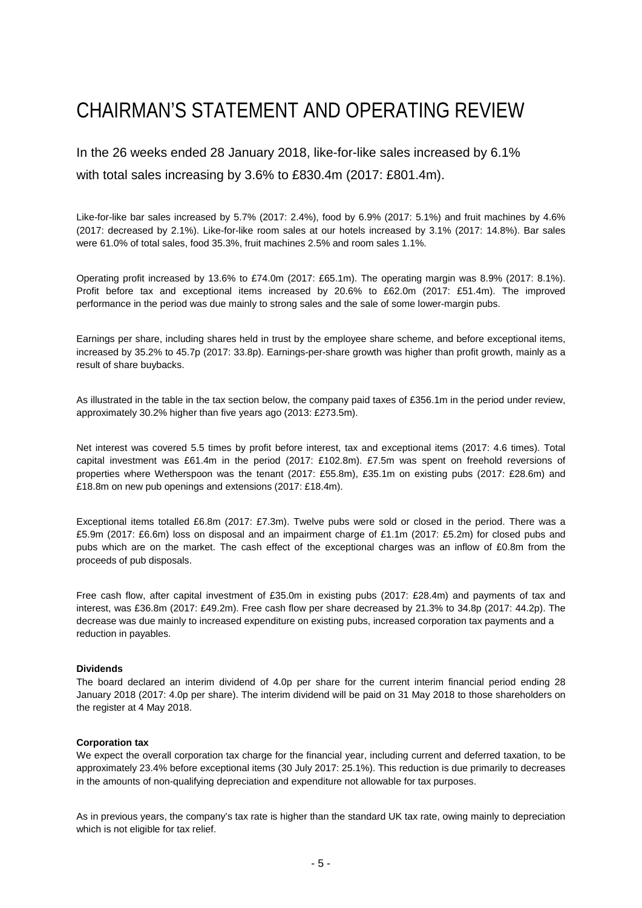# CHAIRMAN'S STATEMENT AND OPERATING REVIEW

In the 26 weeks ended 28 January 2018, like-for-like sales increased by 6.1% with total sales increasing by 3.6% to £830.4m (2017: £801.4m).

Like-for-like bar sales increased by 5.7% (2017: 2.4%), food by 6.9% (2017: 5.1%) and fruit machines by 4.6% (2017: decreased by 2.1%). Like-for-like room sales at our hotels increased by 3.1% (2017: 14.8%). Bar sales were 61.0% of total sales, food 35.3%, fruit machines 2.5% and room sales 1.1%.

Operating profit increased by 13.6% to £74.0m (2017: £65.1m). The operating margin was 8.9% (2017: 8.1%). Profit before tax and exceptional items increased by 20.6% to £62.0m (2017: £51.4m). The improved performance in the period was due mainly to strong sales and the sale of some lower-margin pubs.

Earnings per share, including shares held in trust by the employee share scheme, and before exceptional items, increased by 35.2% to 45.7p (2017: 33.8p). Earnings-per-share growth was higher than profit growth, mainly as a result of share buybacks.

As illustrated in the table in the tax section below, the company paid taxes of £356.1m in the period under review, approximately 30.2% higher than five years ago (2013: £273.5m).

Net interest was covered 5.5 times by profit before interest, tax and exceptional items (2017: 4.6 times). Total capital investment was £61.4m in the period (2017: £102.8m). £7.5m was spent on freehold reversions of properties where Wetherspoon was the tenant (2017: £55.8m), £35.1m on existing pubs (2017: £28.6m) and £18.8m on new pub openings and extensions (2017: £18.4m).

Exceptional items totalled £6.8m (2017: £7.3m). Twelve pubs were sold or closed in the period. There was a £5.9m (2017: £6.6m) loss on disposal and an impairment charge of £1.1m (2017: £5.2m) for closed pubs and pubs which are on the market. The cash effect of the exceptional charges was an inflow of £0.8m from the proceeds of pub disposals.

Free cash flow, after capital investment of £35.0m in existing pubs (2017: £28.4m) and payments of tax and interest, was £36.8m (2017: £49.2m). Free cash flow per share decreased by 21.3% to 34.8p (2017: 44.2p). The decrease was due mainly to increased expenditure on existing pubs, increased corporation tax payments and a reduction in payables.

**Dividends**

The board declared an interim dividend of 4.0p per share for the current interim financial period ending 28 January 2018 (2017: 4.0p per share). The interim dividend will be paid on 31 May 2018 to those shareholders on the register at 4 May 2018.

**Corporation tax**

We expect the overall corporation tax charge for the financial year, including current and deferred taxation, to be approximately 23.4% before exceptional items (30 July 2017: 25.1%). This reduction is due primarily to decreases in the amounts of non-qualifying depreciation and expenditure not allowable for tax purposes.

As in previous years, the company's tax rate is higher than the standard UK tax rate, owing mainly to depreciation which is not eligible for tax relief.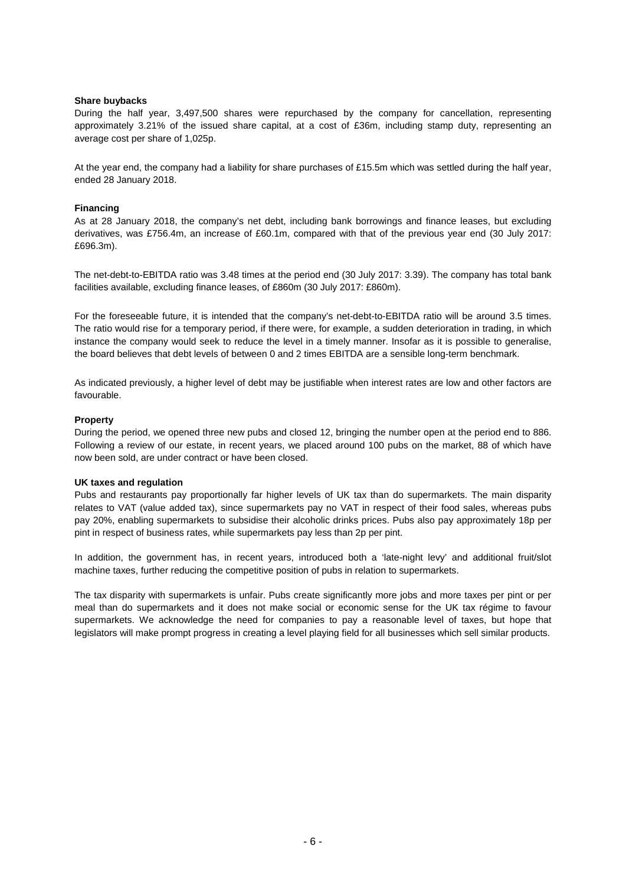**Share buybacks**

During the half year, 3,497,500 shares were repurchased by the company for cancellation, representing approximately 3.21% of the issued share capital, at a cost of £36m, including stamp duty, representing an average cost per share of 1,025p.

At the year end, the company had a liability for share purchases of £15.5m which was settled during the half year, ended 28 January 2018.

**Financing**

As at 28 January 2018, the company's net debt, including bank borrowings and finance leases, but excluding derivatives, was £756.4m, an increase of £60.1m, compared with that of the previous year end (30 July 2017: £696.3m).

The net-debt-to-EBITDA ratio was 3.48 times at the period end (30 July 2017: 3.39). The company has total bank facilities available, excluding finance leases, of £860m (30 July 2017: £860m).

For the foreseeable future, it is intended that the company's net-debt-to-EBITDA ratio will be around 3.5 times. The ratio would rise for a temporary period, if there were, for example, a sudden deterioration in trading, in which instance the company would seek to reduce the level in a timely manner. Insofar as it is possible to generalise, the board believes that debt levels of between 0 and 2 times EBITDA are a sensible long-term benchmark.

As indicated previously, a higher level of debt may be justifiable when interest rates are low and other factors are favourable.

**Property**

During the period, we opened three new pubs and closed 12, bringing the number open at the period end to 886. Following a review of our estate, in recent years, we placed around 100 pubs on the market, 88 of which have now been sold, are under contract or have been closed.

**UK taxes and regulation**

Pubs and restaurants pay proportionally far higher levels of UK tax than do supermarkets. The main disparity relates to VAT (value added tax), since supermarkets pay no VAT in respect of their food sales, whereas pubs pay 20%, enabling supermarkets to subsidise their alcoholic drinks prices. Pubs also pay approximately 18p per pint in respect of business rates, while supermarkets pay less than 2p per pint.

In addition, the government has, in recent years, introduced both a 'late-night levy' and additional fruit/slot machine taxes, further reducing the competitive position of pubs in relation to supermarkets.

The tax disparity with supermarkets is unfair. Pubs create significantly more jobs and more taxes per pint or per meal than do supermarkets and it does not make social or economic sense for the UK tax régime to favour supermarkets. We acknowledge the need for companies to pay a reasonable level of taxes, but hope that legislators will make prompt progress in creating a level playing field for all businesses which sell similar products.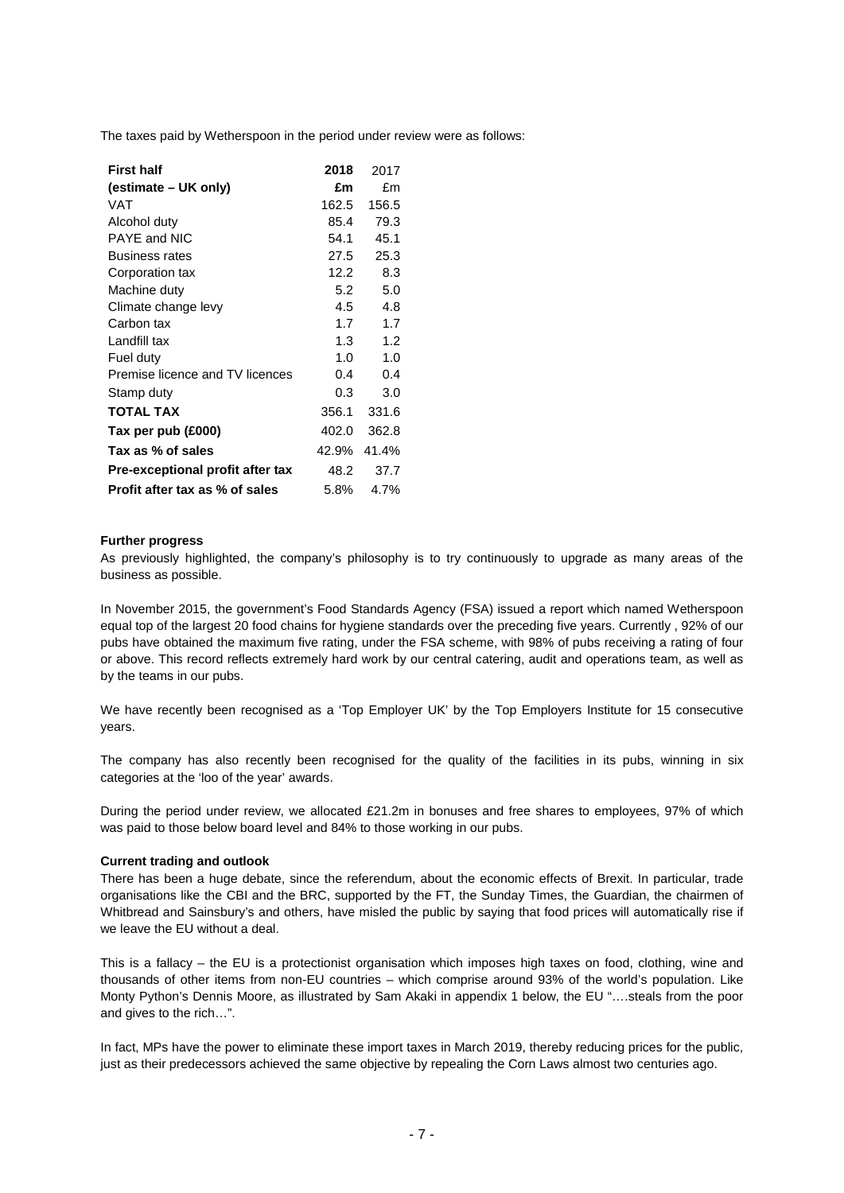The taxes paid by Wetherspoon in the period under review were as follows:

| **First half (estimate – UK only)** | **2018 £m** | 2017 £m |
|---|---|---|
| VAT | 162.5 | 156.5 |
| Alcohol duty | 85.4 | 79.3 |
| PAYE and NIC | 54.1 | 45.1 |
| Business rates | 27.5 | 25.3 |
| Corporation tax | 12.2 | 8.3 |
| Machine duty | 5.2 | 5.0 |
| Climate change levy | 4.5 | 4.8 |
| Carbon tax | 1.7 | 1.7 |
| Landfill tax | 1.3 | 1.2 |
| Fuel duty | 1.0 | 1.0 |
| Premise licence and TV licences | 0.4 | 0.4 |
| Stamp duty | 0.3 | 3.0 |
| **TOTAL TAX** | 356.1 | 331.6 |
| **Tax per pub (£000)** | 402.0 | 362.8 |
| **Tax as % of sales** | 42.9% | 41.4% |
| **Pre-exceptional profit after tax** | 48.2 | 37.7 |
| **Profit after tax as % of sales** | 5.8% | 4.7% |

**Further progress**

As previously highlighted, the company's philosophy is to try continuously to upgrade as many areas of the business as possible.

In November 2015, the government's Food Standards Agency (FSA) issued a report which named Wetherspoon equal top of the largest 20 food chains for hygiene standards over the preceding five years. Currently , 92% of our pubs have obtained the maximum five rating, under the FSA scheme, with 98% of pubs receiving a rating of four or above. This record reflects extremely hard work by our central catering, audit and operations team, as well as by the teams in our pubs.

We have recently been recognised as a 'Top Employer UK' by the Top Employers Institute for 15 consecutive years.

The company has also recently been recognised for the quality of the facilities in its pubs, winning in six categories at the 'loo of the year' awards.

During the period under review, we allocated £21.2m in bonuses and free shares to employees, 97% of which was paid to those below board level and 84% to those working in our pubs.

**Current trading and outlook**

There has been a huge debate, since the referendum, about the economic effects of Brexit. In particular, trade organisations like the CBI and the BRC, supported by the FT, the Sunday Times, the Guardian, the chairmen of Whitbread and Sainsbury's and others, have misled the public by saying that food prices will automatically rise if we leave the EU without a deal.

This is a fallacy – the EU is a protectionist organisation which imposes high taxes on food, clothing, wine and thousands of other items from non-EU countries – which comprise around 93% of the world's population. Like Monty Python's Dennis Moore, as illustrated by Sam Akaki in appendix 1 below, the EU "….steals from the poor and gives to the rich…".

In fact, MPs have the power to eliminate these import taxes in March 2019, thereby reducing prices for the public, just as their predecessors achieved the same objective by repealing the Corn Laws almost two centuries ago.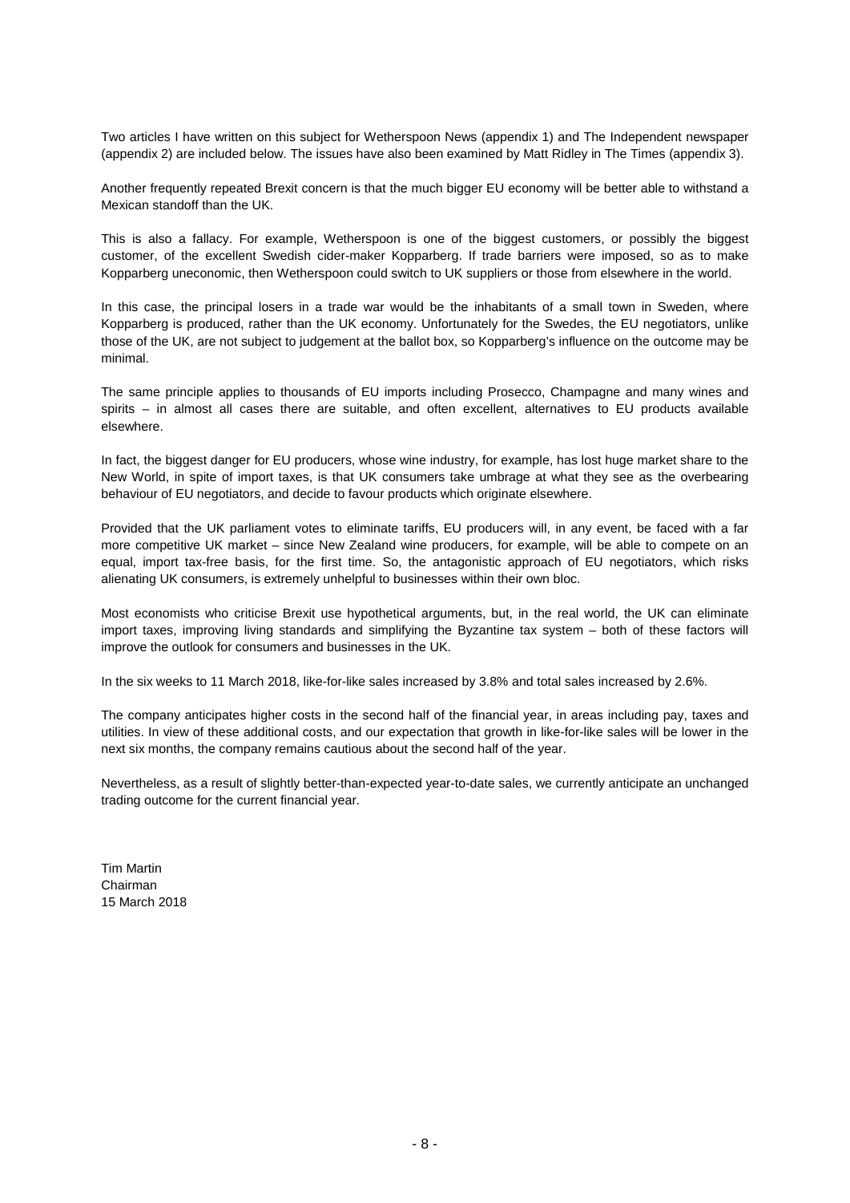Two articles I have written on this subject for Wetherspoon News (appendix 1) and The Independent newspaper (appendix 2) are included below. The issues have also been examined by Matt Ridley in The Times (appendix 3).

Another frequently repeated Brexit concern is that the much bigger EU economy will be better able to withstand a Mexican standoff than the UK.

This is also a fallacy. For example, Wetherspoon is one of the biggest customers, or possibly the biggest customer, of the excellent Swedish cider-maker Kopparberg. If trade barriers were imposed, so as to make Kopparberg uneconomic, then Wetherspoon could switch to UK suppliers or those from elsewhere in the world.

In this case, the principal losers in a trade war would be the inhabitants of a small town in Sweden, where Kopparberg is produced, rather than the UK economy. Unfortunately for the Swedes, the EU negotiators, unlike those of the UK, are not subject to judgement at the ballot box, so Kopparberg's influence on the outcome may be minimal.

The same principle applies to thousands of EU imports including Prosecco, Champagne and many wines and spirits – in almost all cases there are suitable, and often excellent, alternatives to EU products available elsewhere.

In fact, the biggest danger for EU producers, whose wine industry, for example, has lost huge market share to the New World, in spite of import taxes, is that UK consumers take umbrage at what they see as the overbearing behaviour of EU negotiators, and decide to favour products which originate elsewhere.

Provided that the UK parliament votes to eliminate tariffs, EU producers will, in any event, be faced with a far more competitive UK market – since New Zealand wine producers, for example, will be able to compete on an equal, import tax-free basis, for the first time. So, the antagonistic approach of EU negotiators, which risks alienating UK consumers, is extremely unhelpful to businesses within their own bloc.

Most economists who criticise Brexit use hypothetical arguments, but, in the real world, the UK can eliminate import taxes, improving living standards and simplifying the Byzantine tax system – both of these factors will improve the outlook for consumers and businesses in the UK.

In the six weeks to 11 March 2018, like-for-like sales increased by 3.8% and total sales increased by 2.6%.

The company anticipates higher costs in the second half of the financial year, in areas including pay, taxes and utilities. In view of these additional costs, and our expectation that growth in like-for-like sales will be lower in the next six months, the company remains cautious about the second half of the year.

Nevertheless, as a result of slightly better-than-expected year-to-date sales, we currently anticipate an unchanged trading outcome for the current financial year.

Tim Martin
Chairman
15 March 2018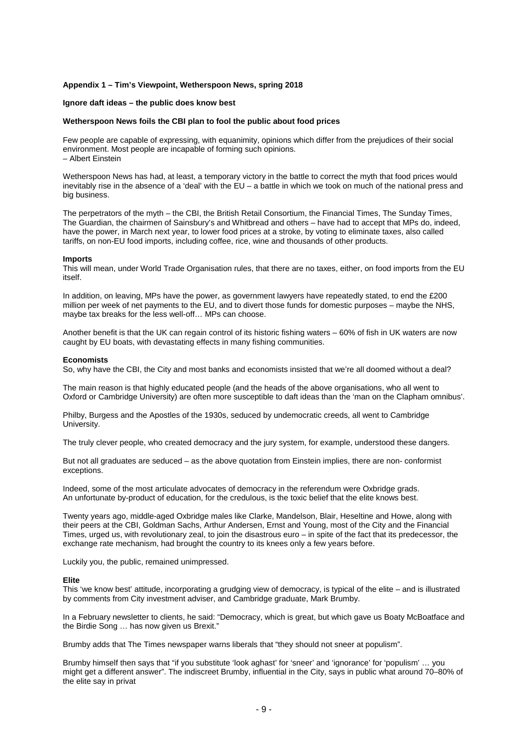**Appendix 1 – Tim's Viewpoint, Wetherspoon News, spring 2018**

**Ignore daft ideas – the public does know best**

**Wetherspoon News foils the CBI plan to fool the public about food prices**

Few people are capable of expressing, with equanimity, opinions which differ from the prejudices of their social environment. Most people are incapable of forming such opinions.
– Albert Einstein

Wetherspoon News has had, at least, a temporary victory in the battle to correct the myth that food prices would inevitably rise in the absence of a 'deal' with the EU – a battle in which we took on much of the national press and big business.

The perpetrators of the myth – the CBI, the British Retail Consortium, the Financial Times, The Sunday Times, The Guardian, the chairmen of Sainsbury's and Whitbread and others – have had to accept that MPs do, indeed, have the power, in March next year, to lower food prices at a stroke, by voting to eliminate taxes, also called tariffs, on non-EU food imports, including coffee, rice, wine and thousands of other products.

**Imports**

This will mean, under World Trade Organisation rules, that there are no taxes, either, on food imports from the EU itself.

In addition, on leaving, MPs have the power, as government lawyers have repeatedly stated, to end the £200 million per week of net payments to the EU, and to divert those funds for domestic purposes – maybe the NHS, maybe tax breaks for the less well-off… MPs can choose.

Another benefit is that the UK can regain control of its historic fishing waters – 60% of fish in UK waters are now caught by EU boats, with devastating effects in many fishing communities.

**Economists**

So, why have the CBI, the City and most banks and economists insisted that we're all doomed without a deal?

The main reason is that highly educated people (and the heads of the above organisations, who all went to Oxford or Cambridge University) are often more susceptible to daft ideas than the 'man on the Clapham omnibus'.

Philby, Burgess and the Apostles of the 1930s, seduced by undemocratic creeds, all went to Cambridge University.

The truly clever people, who created democracy and the jury system, for example, understood these dangers.

But not all graduates are seduced – as the above quotation from Einstein implies, there are non- conformist exceptions.

Indeed, some of the most articulate advocates of democracy in the referendum were Oxbridge grads.
An unfortunate by-product of education, for the credulous, is the toxic belief that the elite knows best.

Twenty years ago, middle-aged Oxbridge males like Clarke, Mandelson, Blair, Heseltine and Howe, along with their peers at the CBI, Goldman Sachs, Arthur Andersen, Ernst and Young, most of the City and the Financial Times, urged us, with revolutionary zeal, to join the disastrous euro – in spite of the fact that its predecessor, the exchange rate mechanism, had brought the country to its knees only a few years before.

Luckily you, the public, remained unimpressed.

**Elite**

This 'we know best' attitude, incorporating a grudging view of democracy, is typical of the elite – and is illustrated by comments from City investment adviser, and Cambridge graduate, Mark Brumby.

In a February newsletter to clients, he said: "Democracy, which is great, but which gave us Boaty McBoatface and the Birdie Song … has now given us Brexit."

Brumby adds that The Times newspaper warns liberals that "they should not sneer at populism".

Brumby himself then says that "if you substitute 'look aghast' for 'sneer' and 'ignorance' for 'populism' … you might get a different answer". The indiscreet Brumby, influential in the City, says in public what around 70–80% of the elite say in privat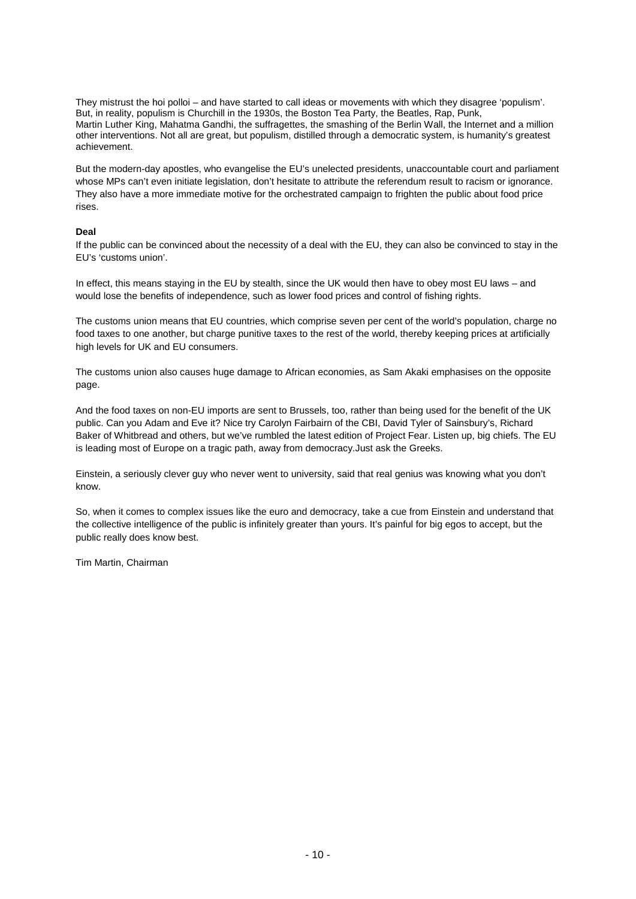They mistrust the hoi polloi – and have started to call ideas or movements with which they disagree 'populism'. But, in reality, populism is Churchill in the 1930s, the Boston Tea Party, the Beatles, Rap, Punk, Martin Luther King, Mahatma Gandhi, the suffragettes, the smashing of the Berlin Wall, the Internet and a million other interventions. Not all are great, but populism, distilled through a democratic system, is humanity's greatest achievement.

But the modern-day apostles, who evangelise the EU's unelected presidents, unaccountable court and parliament whose MPs can't even initiate legislation, don't hesitate to attribute the referendum result to racism or ignorance. They also have a more immediate motive for the orchestrated campaign to frighten the public about food price rises.

**Deal**

If the public can be convinced about the necessity of a deal with the EU, they can also be convinced to stay in the EU's 'customs union'.

In effect, this means staying in the EU by stealth, since the UK would then have to obey most EU laws – and would lose the benefits of independence, such as lower food prices and control of fishing rights.

The customs union means that EU countries, which comprise seven per cent of the world's population, charge no food taxes to one another, but charge punitive taxes to the rest of the world, thereby keeping prices at artificially high levels for UK and EU consumers.

The customs union also causes huge damage to African economies, as Sam Akaki emphasises on the opposite page.

And the food taxes on non-EU imports are sent to Brussels, too, rather than being used for the benefit of the UK public. Can you Adam and Eve it? Nice try Carolyn Fairbairn of the CBI, David Tyler of Sainsbury's, Richard Baker of Whitbread and others, but we've rumbled the latest edition of Project Fear. Listen up, big chiefs. The EU is leading most of Europe on a tragic path, away from democracy.Just ask the Greeks.

Einstein, a seriously clever guy who never went to university, said that real genius was knowing what you don't know.

So, when it comes to complex issues like the euro and democracy, take a cue from Einstein and understand that the collective intelligence of the public is infinitely greater than yours. It's painful for big egos to accept, but the public really does know best.

Tim Martin, Chairman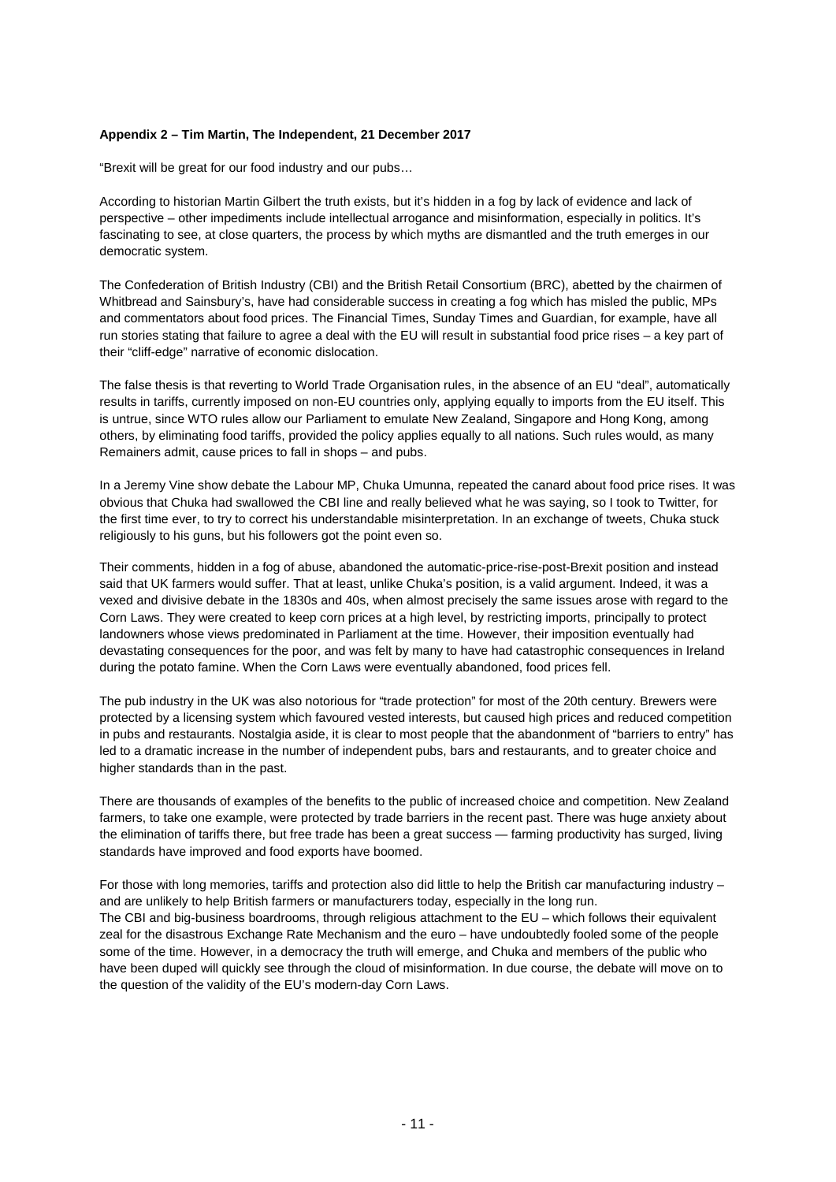**Appendix 2 – Tim Martin, The Independent, 21 December 2017**

"Brexit will be great for our food industry and our pubs…

According to historian Martin Gilbert the truth exists, but it's hidden in a fog by lack of evidence and lack of perspective – other impediments include intellectual arrogance and misinformation, especially in politics. It's fascinating to see, at close quarters, the process by which myths are dismantled and the truth emerges in our democratic system.

The Confederation of British Industry (CBI) and the British Retail Consortium (BRC), abetted by the chairmen of Whitbread and Sainsbury's, have had considerable success in creating a fog which has misled the public, MPs and commentators about food prices. The Financial Times, Sunday Times and Guardian, for example, have all run stories stating that failure to agree a deal with the EU will result in substantial food price rises – a key part of their "cliff-edge" narrative of economic dislocation.

The false thesis is that reverting to World Trade Organisation rules, in the absence of an EU "deal", automatically results in tariffs, currently imposed on non-EU countries only, applying equally to imports from the EU itself. This is untrue, since WTO rules allow our Parliament to emulate New Zealand, Singapore and Hong Kong, among others, by eliminating food tariffs, provided the policy applies equally to all nations. Such rules would, as many Remainers admit, cause prices to fall in shops – and pubs.

In a Jeremy Vine show debate the Labour MP, Chuka Umunna, repeated the canard about food price rises. It was obvious that Chuka had swallowed the CBI line and really believed what he was saying, so I took to Twitter, for the first time ever, to try to correct his understandable misinterpretation. In an exchange of tweets, Chuka stuck religiously to his guns, but his followers got the point even so.

Their comments, hidden in a fog of abuse, abandoned the automatic-price-rise-post-Brexit position and instead said that UK farmers would suffer. That at least, unlike Chuka's position, is a valid argument. Indeed, it was a vexed and divisive debate in the 1830s and 40s, when almost precisely the same issues arose with regard to the Corn Laws. They were created to keep corn prices at a high level, by restricting imports, principally to protect landowners whose views predominated in Parliament at the time. However, their imposition eventually had devastating consequences for the poor, and was felt by many to have had catastrophic consequences in Ireland during the potato famine. When the Corn Laws were eventually abandoned, food prices fell.

The pub industry in the UK was also notorious for "trade protection" for most of the 20th century. Brewers were protected by a licensing system which favoured vested interests, but caused high prices and reduced competition in pubs and restaurants. Nostalgia aside, it is clear to most people that the abandonment of "barriers to entry" has led to a dramatic increase in the number of independent pubs, bars and restaurants, and to greater choice and higher standards than in the past.

There are thousands of examples of the benefits to the public of increased choice and competition. New Zealand farmers, to take one example, were protected by trade barriers in the recent past. There was huge anxiety about the elimination of tariffs there, but free trade has been a great success — farming productivity has surged, living standards have improved and food exports have boomed.

For those with long memories, tariffs and protection also did little to help the British car manufacturing industry – and are unlikely to help British farmers or manufacturers today, especially in the long run.

The CBI and big-business boardrooms, through religious attachment to the EU – which follows their equivalent zeal for the disastrous Exchange Rate Mechanism and the euro – have undoubtedly fooled some of the people some of the time. However, in a democracy the truth will emerge, and Chuka and members of the public who have been duped will quickly see through the cloud of misinformation. In due course, the debate will move on to the question of the validity of the EU's modern-day Corn Laws.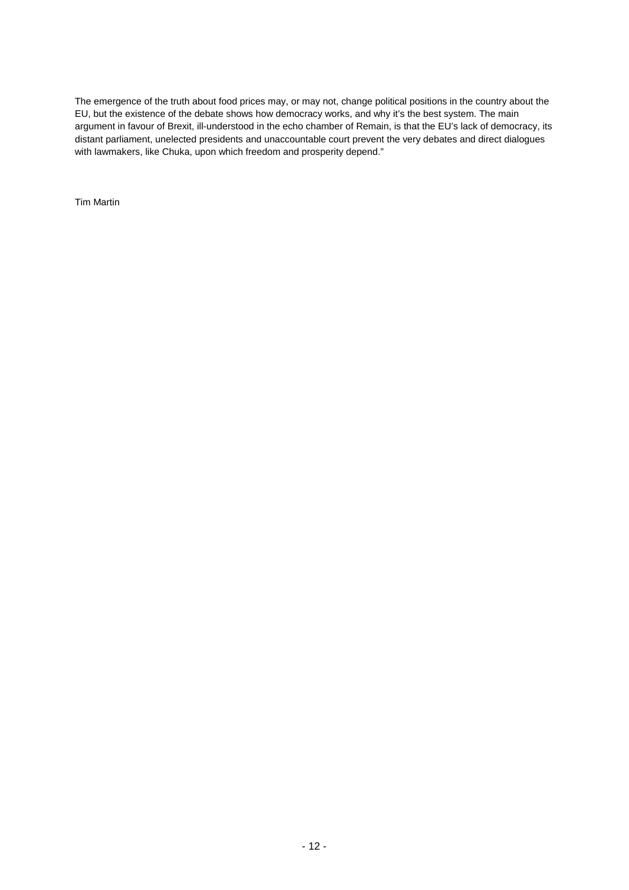The emergence of the truth about food prices may, or may not, change political positions in the country about the EU, but the existence of the debate shows how democracy works, and why it's the best system. The main argument in favour of Brexit, ill-understood in the echo chamber of Remain, is that the EU's lack of democracy, its distant parliament, unelected presidents and unaccountable court prevent the very debates and direct dialogues with lawmakers, like Chuka, upon which freedom and prosperity depend."

Tim Martin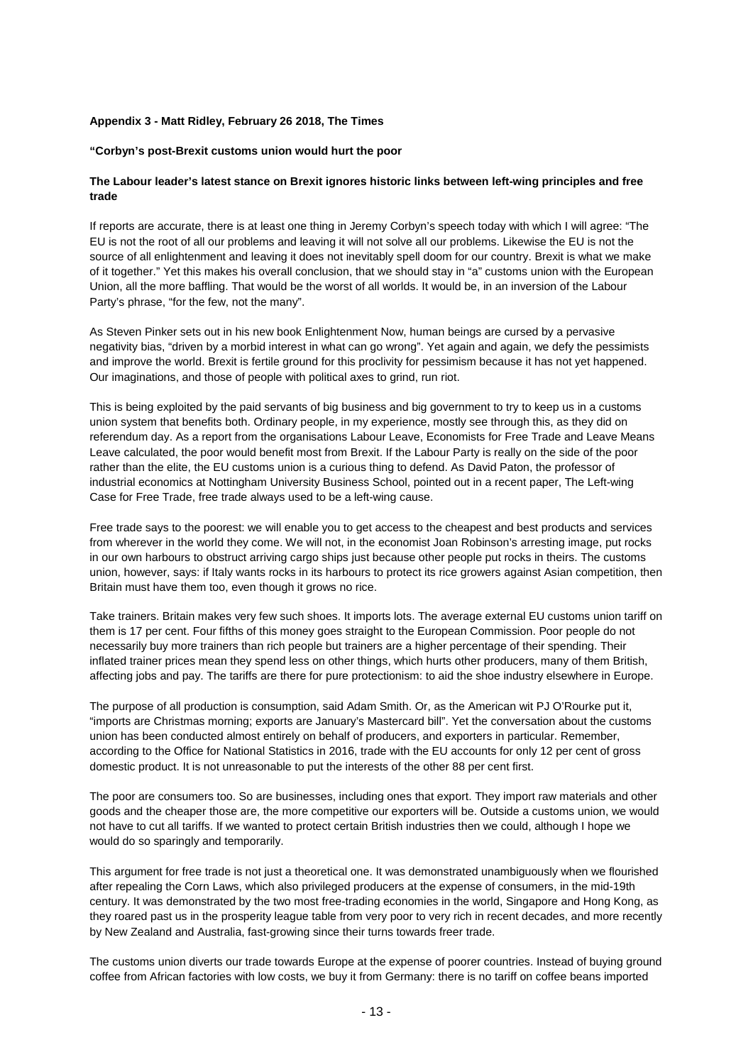**Appendix 3 - Matt Ridley, February 26 2018, The Times**

**"Corbyn's post-Brexit customs union would hurt the poor**

**The Labour leader's latest stance on Brexit ignores historic links between left-wing principles and free trade**

If reports are accurate, there is at least one thing in Jeremy Corbyn's speech today with which I will agree: "The EU is not the root of all our problems and leaving it will not solve all our problems. Likewise the EU is not the source of all enlightenment and leaving it does not inevitably spell doom for our country. Brexit is what we make of it together." Yet this makes his overall conclusion, that we should stay in "a" customs union with the European Union, all the more baffling. That would be the worst of all worlds. It would be, in an inversion of the Labour Party's phrase, "for the few, not the many".

As Steven Pinker sets out in his new book Enlightenment Now, human beings are cursed by a pervasive negativity bias, "driven by a morbid interest in what can go wrong". Yet again and again, we defy the pessimists and improve the world. Brexit is fertile ground for this proclivity for pessimism because it has not yet happened. Our imaginations, and those of people with political axes to grind, run riot.

This is being exploited by the paid servants of big business and big government to try to keep us in a customs union system that benefits both. Ordinary people, in my experience, mostly see through this, as they did on referendum day. As a report from the organisations Labour Leave, Economists for Free Trade and Leave Means Leave calculated, the poor would benefit most from Brexit. If the Labour Party is really on the side of the poor rather than the elite, the EU customs union is a curious thing to defend. As David Paton, the professor of industrial economics at Nottingham University Business School, pointed out in a recent paper, The Left-wing Case for Free Trade, free trade always used to be a left-wing cause.

Free trade says to the poorest: we will enable you to get access to the cheapest and best products and services from wherever in the world they come. We will not, in the economist Joan Robinson's arresting image, put rocks in our own harbours to obstruct arriving cargo ships just because other people put rocks in theirs. The customs union, however, says: if Italy wants rocks in its harbours to protect its rice growers against Asian competition, then Britain must have them too, even though it grows no rice.

Take trainers. Britain makes very few such shoes. It imports lots. The average external EU customs union tariff on them is 17 per cent. Four fifths of this money goes straight to the European Commission. Poor people do not necessarily buy more trainers than rich people but trainers are a higher percentage of their spending. Their inflated trainer prices mean they spend less on other things, which hurts other producers, many of them British, affecting jobs and pay. The tariffs are there for pure protectionism: to aid the shoe industry elsewhere in Europe.

The purpose of all production is consumption, said Adam Smith. Or, as the American wit PJ O'Rourke put it, "imports are Christmas morning; exports are January's Mastercard bill". Yet the conversation about the customs union has been conducted almost entirely on behalf of producers, and exporters in particular. Remember, according to the Office for National Statistics in 2016, trade with the EU accounts for only 12 per cent of gross domestic product. It is not unreasonable to put the interests of the other 88 per cent first.

The poor are consumers too. So are businesses, including ones that export. They import raw materials and other goods and the cheaper those are, the more competitive our exporters will be. Outside a customs union, we would not have to cut all tariffs. If we wanted to protect certain British industries then we could, although I hope we would do so sparingly and temporarily.

This argument for free trade is not just a theoretical one. It was demonstrated unambiguously when we flourished after repealing the Corn Laws, which also privileged producers at the expense of consumers, in the mid-19th century. It was demonstrated by the two most free-trading economies in the world, Singapore and Hong Kong, as they roared past us in the prosperity league table from very poor to very rich in recent decades, and more recently by New Zealand and Australia, fast-growing since their turns towards freer trade.

The customs union diverts our trade towards Europe at the expense of poorer countries. Instead of buying ground coffee from African factories with low costs, we buy it from Germany: there is no tariff on coffee beans imported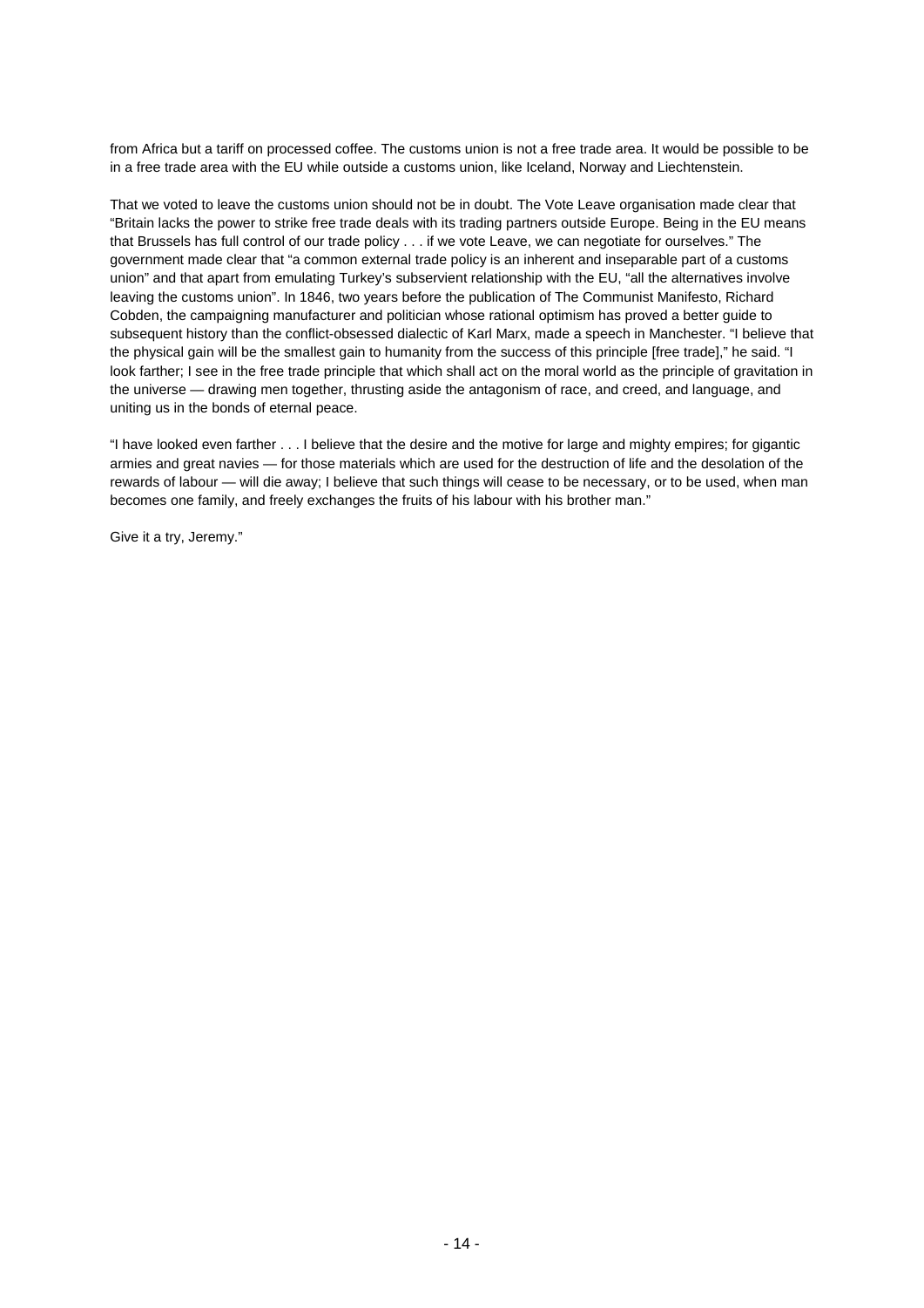from Africa but a tariff on processed coffee. The customs union is not a free trade area. It would be possible to be in a free trade area with the EU while outside a customs union, like Iceland, Norway and Liechtenstein.

That we voted to leave the customs union should not be in doubt. The Vote Leave organisation made clear that "Britain lacks the power to strike free trade deals with its trading partners outside Europe. Being in the EU means that Brussels has full control of our trade policy . . . if we vote Leave, we can negotiate for ourselves." The government made clear that "a common external trade policy is an inherent and inseparable part of a customs union" and that apart from emulating Turkey's subservient relationship with the EU, "all the alternatives involve leaving the customs union". In 1846, two years before the publication of The Communist Manifesto, Richard Cobden, the campaigning manufacturer and politician whose rational optimism has proved a better guide to subsequent history than the conflict-obsessed dialectic of Karl Marx, made a speech in Manchester. "I believe that the physical gain will be the smallest gain to humanity from the success of this principle [free trade]," he said. "I look farther; I see in the free trade principle that which shall act on the moral world as the principle of gravitation in the universe — drawing men together, thrusting aside the antagonism of race, and creed, and language, and uniting us in the bonds of eternal peace.

"I have looked even farther . . . I believe that the desire and the motive for large and mighty empires; for gigantic armies and great navies — for those materials which are used for the destruction of life and the desolation of the rewards of labour — will die away; I believe that such things will cease to be necessary, or to be used, when man becomes one family, and freely exchanges the fruits of his labour with his brother man."

Give it a try, Jeremy."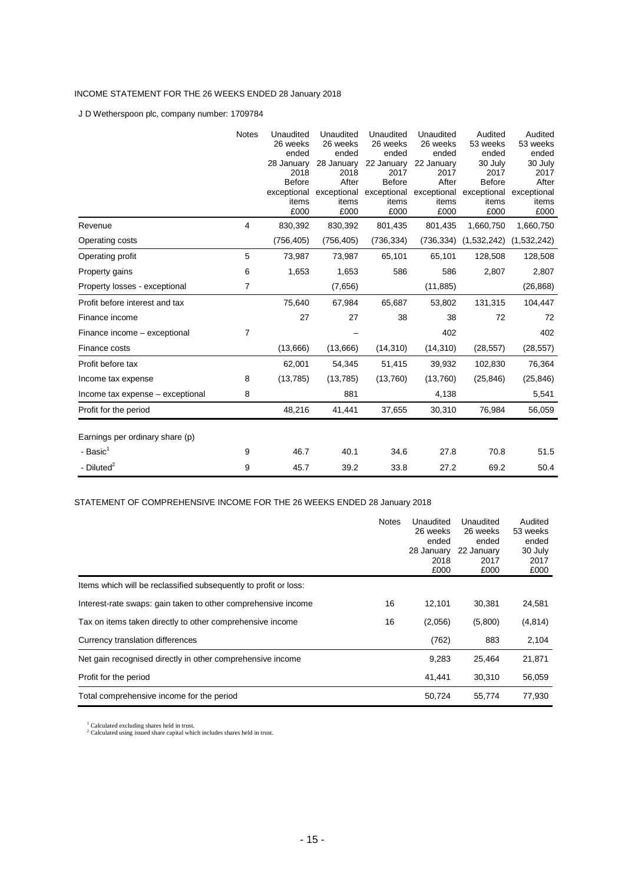INCOME STATEMENT FOR THE 26 WEEKS ENDED 28 January 2018

J D Wetherspoon plc, company number: 1709784

| | Notes | Unaudited 26 weeks ended 28 January 2018 Before exceptional items £000 | Unaudited 26 weeks ended 28 January 2018 After exceptional items £000 | Unaudited 26 weeks ended 22 January 2017 Before exceptional items £000 | Unaudited 26 weeks ended 22 January 2017 After exceptional items £000 | Audited 53 weeks ended 30 July 2017 Before exceptional items £000 | Audited 53 weeks ended 30 July 2017 After exceptional items £000 |
|---|---|---|---|---|---|---|---|
| Revenue | 4 | 830,392 | 830,392 | 801,435 | 801,435 | 1,660,750 | 1,660,750 |
| Operating costs | | (756,405) | (756,405) | (736,334) | (736,334) | (1,532,242) | (1,532,242) |
| Operating profit | 5 | 73,987 | 73,987 | 65,101 | 65,101 | 128,508 | 128,508 |
| Property gains | 6 | 1,653 | 1,653 | 586 | 586 | 2,807 | 2,807 |
| Property losses - exceptional | 7 | | (7,656) | | (11,885) | | (26,868) |
| Profit before interest and tax | | 75,640 | 67,984 | 65,687 | 53,802 | 131,315 | 104,447 |
| Finance income | | 27 | 27 | 38 | 38 | 72 | 72 |
| Finance income – exceptional | 7 | | – | | 402 | | 402 |
| Finance costs | | (13,666) | (13,666) | (14,310) | (14,310) | (28,557) | (28,557) |
| Profit before tax | | 62,001 | 54,345 | 51,415 | 39,932 | 102,830 | 76,364 |
| Income tax expense | 8 | (13,785) | (13,785) | (13,760) | (13,760) | (25,846) | (25,846) |
| Income tax expense – exceptional | 8 | | 881 | | 4,138 | | 5,541 |
| Profit for the period | | 48,216 | 41,441 | 37,655 | 30,310 | 76,984 | 56,059 |
| Earnings per ordinary share (p) | | | | | | | |
| - Basic[1] | 9 | 46.7 | 40.1 | 34.6 | 27.8 | 70.8 | 51.5 |
| - Diluted[2] | 9 | 45.7 | 39.2 | 33.8 | 27.2 | 69.2 | 50.4 |

STATEMENT OF COMPREHENSIVE INCOME FOR THE 26 WEEKS ENDED 28 January 2018

| | Notes | Unaudited 26 weeks ended 28 January 2018 £000 | Unaudited 26 weeks ended 22 January 2017 £000 | Audited 53 weeks ended 30 July 2017 £000 |
|---|---|---|---|---|
| Items which will be reclassified subsequently to profit or loss: | | | | |
| Interest-rate swaps: gain taken to other comprehensive income | 16 | 12,101 | 30,381 | 24,581 |
| Tax on items taken directly to other comprehensive income | 16 | (2,056) | (5,800) | (4,814) |
| Currency translation differences | | (762) | 883 | 2,104 |
| Net gain recognised directly in other comprehensive income | | 9,283 | 25,464 | 21,871 |
| Profit for the period | | 41,441 | 30,310 | 56,059 |
| Total comprehensive income for the period | | 50,724 | 55,774 | 77,930 |

[1] Calculated excluding shares held in trust.
[2] Calculated using issued share capital which includes shares held in trust.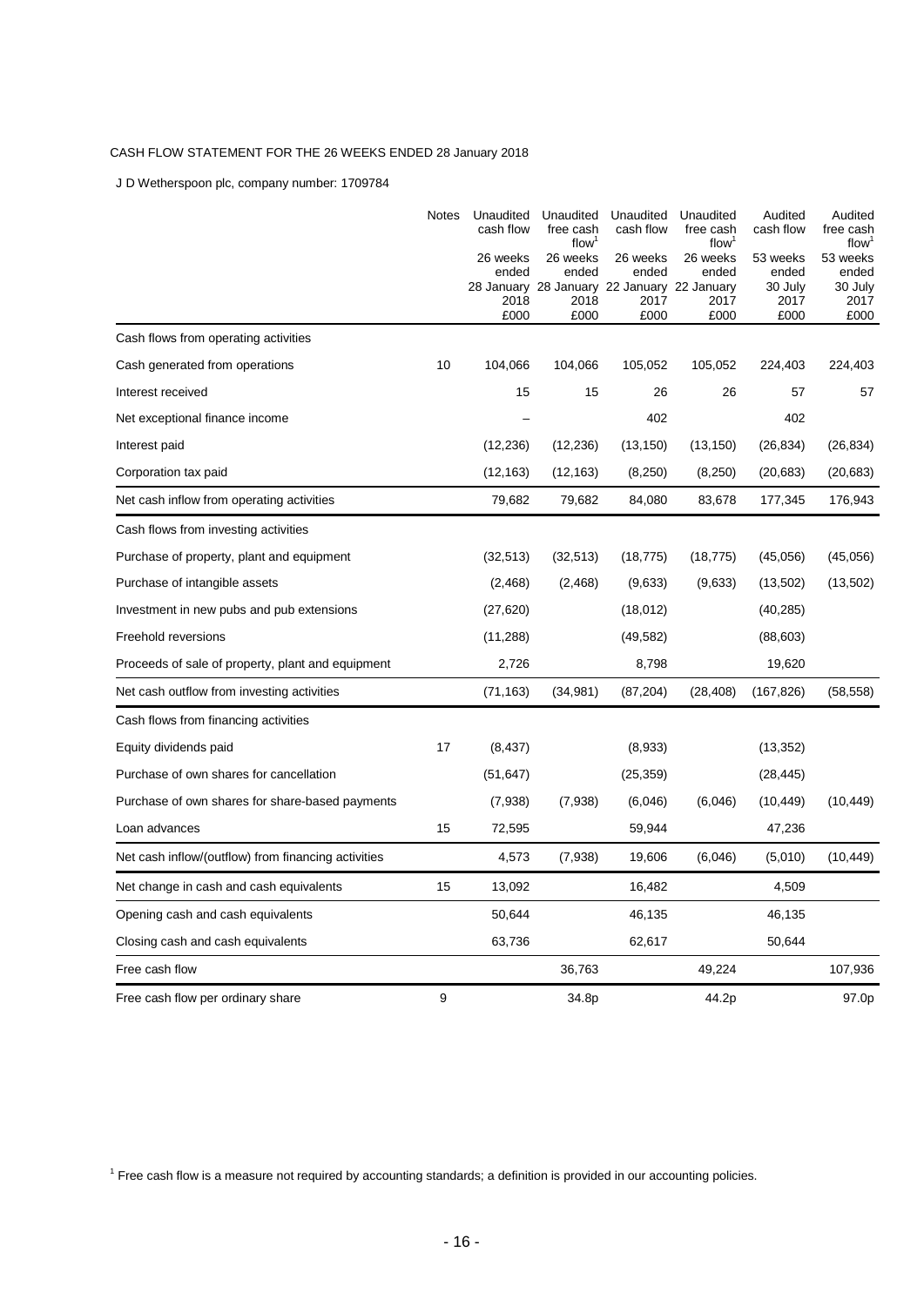CASH FLOW STATEMENT FOR THE 26 WEEKS ENDED 28 January 2018

J D Wetherspoon plc, company number: 1709784

| | Notes | Unaudited cash flow | Unaudited free cash flow[1] | Unaudited cash flow | Unaudited free cash flow[1] | Audited cash flow | Audited free cash flow[1] |
|---|---|---|---|---|---|---|---|
| | | 26 weeks ended 28 January 2018 | 26 weeks ended 28 January 2018 | 26 weeks ended 22 January 2017 | 26 weeks ended 22 January 2017 | 53 weeks ended 30 July 2017 | 53 weeks ended 30 July 2017 |
| | | £000 | £000 | £000 | £000 | £000 | £000 |
| Cash flows from operating activities | | | | | | | |
| Cash generated from operations | 10 | 104,066 | 104,066 | 105,052 | 105,052 | 224,403 | 224,403 |
| Interest received | | 15 | 15 | 26 | 26 | 57 | 57 |
| Net exceptional finance income | | – | | 402 | | 402 | |
| Interest paid | | (12,236) | (12,236) | (13,150) | (13,150) | (26,834) | (26,834) |
| Corporation tax paid | | (12,163) | (12,163) | (8,250) | (8,250) | (20,683) | (20,683) |
| Net cash inflow from operating activities | | 79,682 | 79,682 | 84,080 | 83,678 | 177,345 | 176,943 |
| Cash flows from investing activities | | | | | | | |
| Purchase of property, plant and equipment | | (32,513) | (32,513) | (18,775) | (18,775) | (45,056) | (45,056) |
| Purchase of intangible assets | | (2,468) | (2,468) | (9,633) | (9,633) | (13,502) | (13,502) |
| Investment in new pubs and pub extensions | | (27,620) | | (18,012) | | (40,285) | |
| Freehold reversions | | (11,288) | | (49,582) | | (88,603) | |
| Proceeds of sale of property, plant and equipment | | 2,726 | | 8,798 | | 19,620 | |
| Net cash outflow from investing activities | | (71,163) | (34,981) | (87,204) | (28,408) | (167,826) | (58,558) |
| Cash flows from financing activities | | | | | | | |
| Equity dividends paid | 17 | (8,437) | | (8,933) | | (13,352) | |
| Purchase of own shares for cancellation | | (51,647) | | (25,359) | | (28,445) | |
| Purchase of own shares for share-based payments | | (7,938) | (7,938) | (6,046) | (6,046) | (10,449) | (10,449) |
| Loan advances | 15 | 72,595 | | 59,944 | | 47,236 | |
| Net cash inflow/(outflow) from financing activities | | 4,573 | (7,938) | 19,606 | (6,046) | (5,010) | (10,449) |
| Net change in cash and cash equivalents | 15 | 13,092 | | 16,482 | | 4,509 | |
| Opening cash and cash equivalents | | 50,644 | | 46,135 | | 46,135 | |
| Closing cash and cash equivalents | | 63,736 | | 62,617 | | 50,644 | |
| Free cash flow | | | 36,763 | | 49,224 | | 107,936 |
| Free cash flow per ordinary share | 9 | | 34.8p | | 44.2p | | 97.0p |

[1] Free cash flow is a measure not required by accounting standards; a definition is provided in our accounting policies.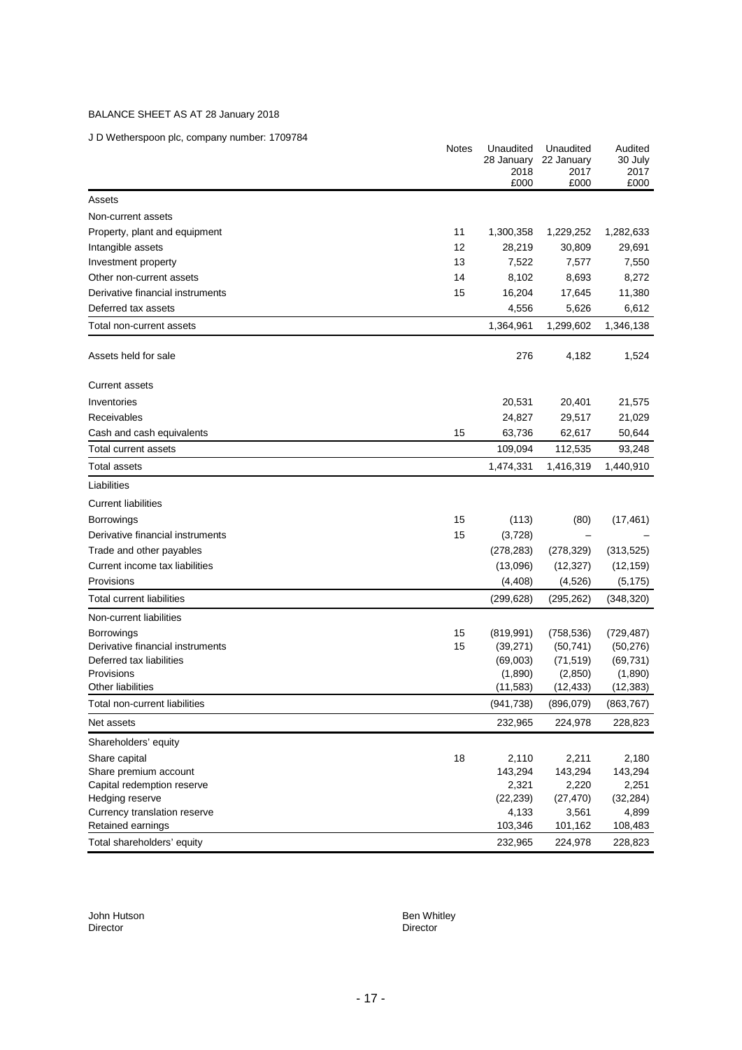BALANCE SHEET AS AT 28 January 2018

J D Wetherspoon plc, company number: 1709784

| | Notes | Unaudited 28 January 2018 £000 | Unaudited 22 January 2017 £000 | Audited 30 July 2017 £000 |
|---|---|---|---|---|
| Assets | | | | |
| Non-current assets | | | | |
| Property, plant and equipment | 11 | 1,300,358 | 1,229,252 | 1,282,633 |
| Intangible assets | 12 | 28,219 | 30,809 | 29,691 |
| Investment property | 13 | 7,522 | 7,577 | 7,550 |
| Other non-current assets | 14 | 8,102 | 8,693 | 8,272 |
| Derivative financial instruments | 15 | 16,204 | 17,645 | 11,380 |
| Deferred tax assets | | 4,556 | 5,626 | 6,612 |
| Total non-current assets | | 1,364,961 | 1,299,602 | 1,346,138 |
| Assets held for sale | | 276 | 4,182 | 1,524 |
| Current assets | | | | |
| Inventories | | 20,531 | 20,401 | 21,575 |
| Receivables | | 24,827 | 29,517 | 21,029 |
| Cash and cash equivalents | 15 | 63,736 | 62,617 | 50,644 |
| Total current assets | | 109,094 | 112,535 | 93,248 |
| Total assets | | 1,474,331 | 1,416,319 | 1,440,910 |
| Liabilities | | | | |
| Current liabilities | | | | |
| Borrowings | 15 | (113) | (80) | (17,461) |
| Derivative financial instruments | 15 | (3,728) | – | – |
| Trade and other payables | | (278,283) | (278,329) | (313,525) |
| Current income tax liabilities | | (13,096) | (12,327) | (12,159) |
| Provisions | | (4,408) | (4,526) | (5,175) |
| Total current liabilities | | (299,628) | (295,262) | (348,320) |
| Non-current liabilities | | | | |
| Borrowings | 15 | (819,991) | (758,536) | (729,487) |
| Derivative financial instruments | 15 | (39,271) | (50,741) | (50,276) |
| Deferred tax liabilities | | (69,003) | (71,519) | (69,731) |
| Provisions | | (1,890) | (2,850) | (1,890) |
| Other liabilities | | (11,583) | (12,433) | (12,383) |
| Total non-current liabilities | | (941,738) | (896,079) | (863,767) |
| Net assets | | 232,965 | 224,978 | 228,823 |
| Shareholders' equity | | | | |
| Share capital | 18 | 2,110 | 2,211 | 2,180 |
| Share premium account | | 143,294 | 143,294 | 143,294 |
| Capital redemption reserve | | 2,321 | 2,220 | 2,251 |
| Hedging reserve | | (22,239) | (27,470) | (32,284) |
| Currency translation reserve | | 4,133 | 3,561 | 4,899 |
| Retained earnings | | 103,346 | 101,162 | 108,483 |
| Total shareholders' equity | | 232,965 | 224,978 | 228,823 |

John Hutson
Director

Ben Whitley
Director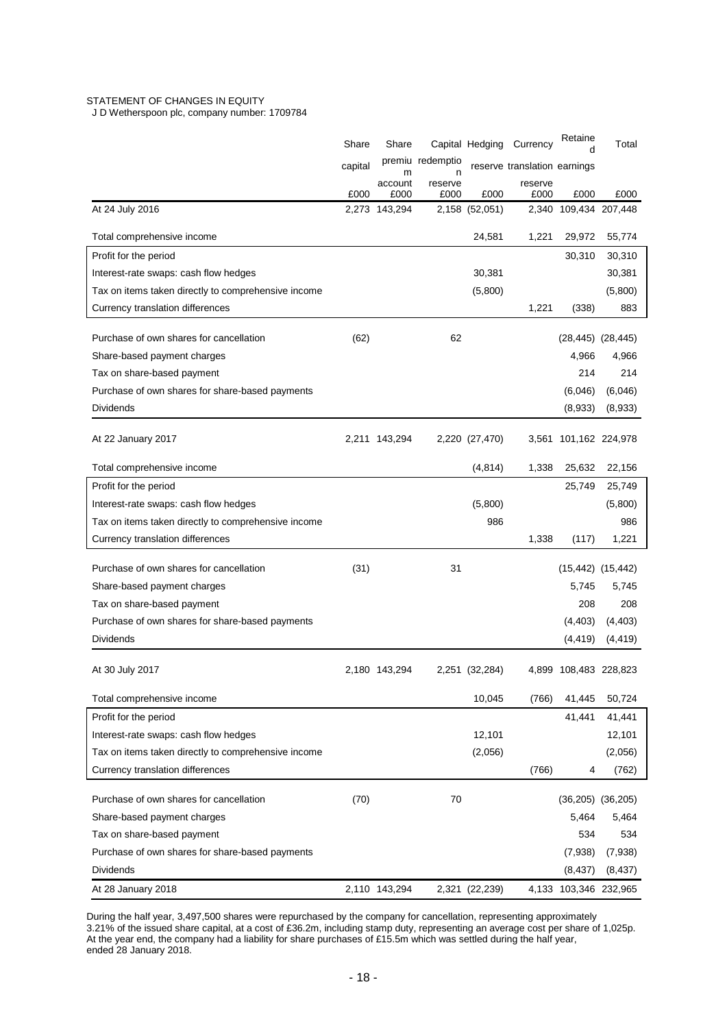STATEMENT OF CHANGES IN EQUITY

J D Wetherspoon plc, company number: 1709784

| | Share capital | Share premium account | Capital redemption reserve | Hedging reserve | Currency translation reserve | Retained earnings | Total |
|---|---|---|---|---|---|---|---|
| | £000 | £000 | £000 | £000 | £000 | £000 | £000 |
| At 24 July 2016 | 2,273 | 143,294 | 2,158 | (52,051) | 2,340 | 109,434 | 207,448 |
| Total comprehensive income | | | | 24,581 | 1,221 | 29,972 | 55,774 |
| Profit for the period | | | | | | 30,310 | 30,310 |
| Interest-rate swaps: cash flow hedges | | | | 30,381 | | | 30,381 |
| Tax on items taken directly to comprehensive income | | | | (5,800) | | | (5,800) |
| Currency translation differences | | | | | 1,221 | (338) | 883 |
| Purchase of own shares for cancellation | (62) | | 62 | | | (28,445) | (28,445) |
| Share-based payment charges | | | | | | 4,966 | 4,966 |
| Tax on share-based payment | | | | | | 214 | 214 |
| Purchase of own shares for share-based payments | | | | | | (6,046) | (6,046) |
| Dividends | | | | | | (8,933) | (8,933) |
| At 22 January 2017 | 2,211 | 143,294 | 2,220 | (27,470) | 3,561 | 101,162 | 224,978 |
| Total comprehensive income | | | | (4,814) | 1,338 | 25,632 | 22,156 |
| Profit for the period | | | | | | 25,749 | 25,749 |
| Interest-rate swaps: cash flow hedges | | | | (5,800) | | | (5,800) |
| Tax on items taken directly to comprehensive income | | | | 986 | | | 986 |
| Currency translation differences | | | | | 1,338 | (117) | 1,221 |
| Purchase of own shares for cancellation | (31) | | 31 | | | (15,442) | (15,442) |
| Share-based payment charges | | | | | | 5,745 | 5,745 |
| Tax on share-based payment | | | | | | 208 | 208 |
| Purchase of own shares for share-based payments | | | | | | (4,403) | (4,403) |
| Dividends | | | | | | (4,419) | (4,419) |
| At 30 July 2017 | 2,180 | 143,294 | 2,251 | (32,284) | 4,899 | 108,483 | 228,823 |
| Total comprehensive income | | | | 10,045 | (766) | 41,445 | 50,724 |
| Profit for the period | | | | | | 41,441 | 41,441 |
| Interest-rate swaps: cash flow hedges | | | | 12,101 | | | 12,101 |
| Tax on items taken directly to comprehensive income | | | | (2,056) | | | (2,056) |
| Currency translation differences | | | | | (766) | 4 | (762) |
| Purchase of own shares for cancellation | (70) | | 70 | | | (36,205) | (36,205) |
| Share-based payment charges | | | | | | 5,464 | 5,464 |
| Tax on share-based payment | | | | | | 534 | 534 |
| Purchase of own shares for share-based payments | | | | | | (7,938) | (7,938) |
| Dividends | | | | | | (8,437) | (8,437) |
| At 28 January 2018 | 2,110 | 143,294 | 2,321 | (22,239) | 4,133 | 103,346 | 232,965 |

During the half year, 3,497,500 shares were repurchased by the company for cancellation, representing approximately 3.21% of the issued share capital, at a cost of £36.2m, including stamp duty, representing an average cost per share of 1,025p. At the year end, the company had a liability for share purchases of £15.5m which was settled during the half year, ended 28 January 2018.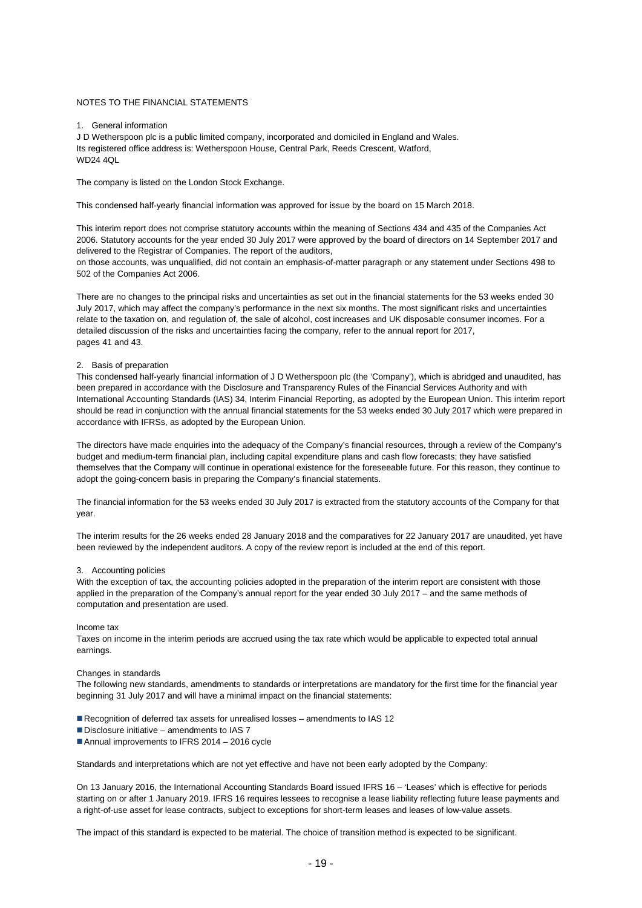# NOTES TO THE FINANCIAL STATEMENTS

## 1. General information

J D Wetherspoon plc is a public limited company, incorporated and domiciled in England and Wales.
Its registered office address is: Wetherspoon House, Central Park, Reeds Crescent, Watford, WD24 4QL

The company is listed on the London Stock Exchange.

This condensed half-yearly financial information was approved for issue by the board on 15 March 2018.

This interim report does not comprise statutory accounts within the meaning of Sections 434 and 435 of the Companies Act 2006. Statutory accounts for the year ended 30 July 2017 were approved by the board of directors on 14 September 2017 and delivered to the Registrar of Companies. The report of the auditors, on those accounts, was unqualified, did not contain an emphasis-of-matter paragraph or any statement under Sections 498 to 502 of the Companies Act 2006.

There are no changes to the principal risks and uncertainties as set out in the financial statements for the 53 weeks ended 30 July 2017, which may affect the company's performance in the next six months. The most significant risks and uncertainties relate to the taxation on, and regulation of, the sale of alcohol, cost increases and UK disposable consumer incomes. For a detailed discussion of the risks and uncertainties facing the company, refer to the annual report for 2017, pages 41 and 43.

## 2. Basis of preparation

This condensed half-yearly financial information of J D Wetherspoon plc (the 'Company'), which is abridged and unaudited, has been prepared in accordance with the Disclosure and Transparency Rules of the Financial Services Authority and with International Accounting Standards (IAS) 34, Interim Financial Reporting, as adopted by the European Union. This interim report should be read in conjunction with the annual financial statements for the 53 weeks ended 30 July 2017 which were prepared in accordance with IFRSs, as adopted by the European Union.

The directors have made enquiries into the adequacy of the Company's financial resources, through a review of the Company's budget and medium-term financial plan, including capital expenditure plans and cash flow forecasts; they have satisfied themselves that the Company will continue in operational existence for the foreseeable future. For this reason, they continue to adopt the going-concern basis in preparing the Company's financial statements.

The financial information for the 53 weeks ended 30 July 2017 is extracted from the statutory accounts of the Company for that year.

The interim results for the 26 weeks ended 28 January 2018 and the comparatives for 22 January 2017 are unaudited, yet have been reviewed by the independent auditors. A copy of the review report is included at the end of this report.

## 3. Accounting policies

With the exception of tax, the accounting policies adopted in the preparation of the interim report are consistent with those applied in the preparation of the Company's annual report for the year ended 30 July 2017 – and the same methods of computation and presentation are used.

### Income tax

Taxes on income in the interim periods are accrued using the tax rate which would be applicable to expected total annual earnings.

### Changes in standards

The following new standards, amendments to standards or interpretations are mandatory for the first time for the financial year beginning 31 July 2017 and will have a minimal impact on the financial statements:

- Recognition of deferred tax assets for unrealised losses – amendments to IAS 12
- Disclosure initiative – amendments to IAS 7
- Annual improvements to IFRS 2014 – 2016 cycle

Standards and interpretations which are not yet effective and have not been early adopted by the Company:

On 13 January 2016, the International Accounting Standards Board issued IFRS 16 – 'Leases' which is effective for periods starting on or after 1 January 2019. IFRS 16 requires lessees to recognise a lease liability reflecting future lease payments and a right-of-use asset for lease contracts, subject to exceptions for short-term leases and leases of low-value assets.

The impact of this standard is expected to be material. The choice of transition method is expected to be significant.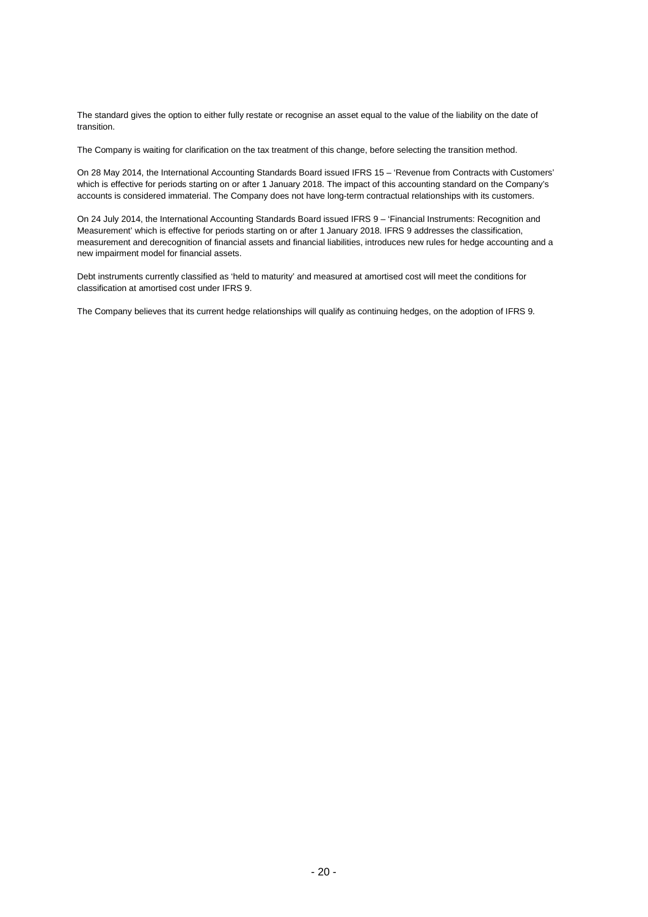The standard gives the option to either fully restate or recognise an asset equal to the value of the liability on the date of transition.

The Company is waiting for clarification on the tax treatment of this change, before selecting the transition method.

On 28 May 2014, the International Accounting Standards Board issued IFRS 15 – 'Revenue from Contracts with Customers' which is effective for periods starting on or after 1 January 2018. The impact of this accounting standard on the Company's accounts is considered immaterial. The Company does not have long-term contractual relationships with its customers.

On 24 July 2014, the International Accounting Standards Board issued IFRS 9 – 'Financial Instruments: Recognition and Measurement' which is effective for periods starting on or after 1 January 2018. IFRS 9 addresses the classification, measurement and derecognition of financial assets and financial liabilities, introduces new rules for hedge accounting and a new impairment model for financial assets.

Debt instruments currently classified as 'held to maturity' and measured at amortised cost will meet the conditions for classification at amortised cost under IFRS 9.

The Company believes that its current hedge relationships will qualify as continuing hedges, on the adoption of IFRS 9.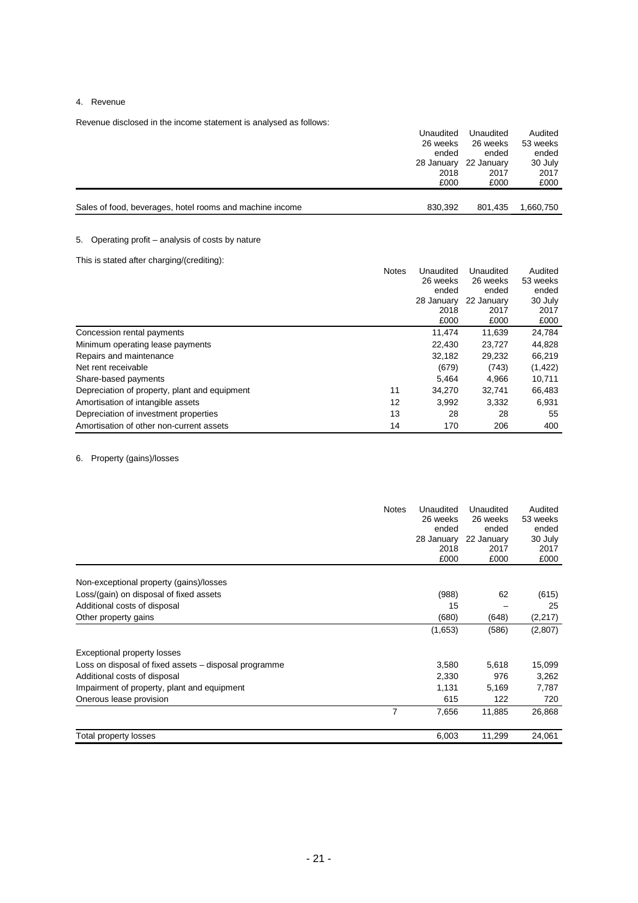4. Revenue

Revenue disclosed in the income statement is analysed as follows:

| | Unaudited 26 weeks ended 28 January 2018 £000 | Unaudited 26 weeks ended 22 January 2017 £000 | Audited 53 weeks ended 30 July 2017 £000 |
|---|---|---|---|
| Sales of food, beverages, hotel rooms and machine income | 830,392 | 801,435 | 1,660,750 |

5. Operating profit – analysis of costs by nature

This is stated after charging/(crediting):

| | Notes | Unaudited 26 weeks ended 28 January 2018 £000 | Unaudited 26 weeks ended 22 January 2017 £000 | Audited 53 weeks ended 30 July 2017 £000 |
|---|---|---|---|---|
| Concession rental payments | | 11,474 | 11,639 | 24,784 |
| Minimum operating lease payments | | 22,430 | 23,727 | 44,828 |
| Repairs and maintenance | | 32,182 | 29,232 | 66,219 |
| Net rent receivable | | (679) | (743) | (1,422) |
| Share-based payments | | 5,464 | 4,966 | 10,711 |
| Depreciation of property, plant and equipment | 11 | 34,270 | 32,741 | 66,483 |
| Amortisation of intangible assets | 12 | 3,992 | 3,332 | 6,931 |
| Depreciation of investment properties | 13 | 28 | 28 | 55 |
| Amortisation of other non-current assets | 14 | 170 | 206 | 400 |

6. Property (gains)/losses

| | Notes | Unaudited 26 weeks ended 28 January 2018 £000 | Unaudited 26 weeks ended 22 January 2017 £000 | Audited 53 weeks ended 30 July 2017 £000 |
|---|---|---|---|---|
| Non-exceptional property (gains)/losses | | | | |
| Loss/(gain) on disposal of fixed assets | | (988) | 62 | (615) |
| Additional costs of disposal | | 15 | – | 25 |
| Other property gains | | (680) | (648) | (2,217) |
| | | (1,653) | (586) | (2,807) |
| Exceptional property losses | | | | |
| Loss on disposal of fixed assets – disposal programme | | 3,580 | 5,618 | 15,099 |
| Additional costs of disposal | | 2,330 | 976 | 3,262 |
| Impairment of property, plant and equipment | | 1,131 | 5,169 | 7,787 |
| Onerous lease provision | | 615 | 122 | 720 |
| | 7 | 7,656 | 11,885 | 26,868 |
| Total property losses | | 6,003 | 11,299 | 24,061 |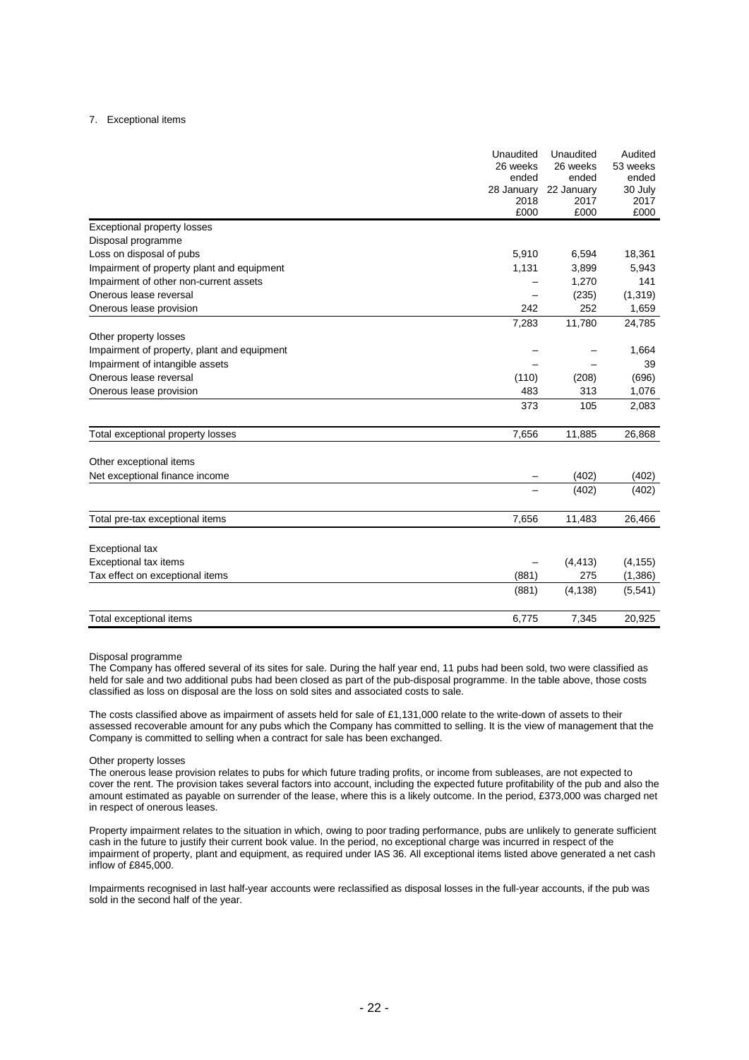7. Exceptional items

| | Unaudited 26 weeks ended 28 January 2018 £000 | Unaudited 26 weeks ended 22 January 2017 £000 | Audited 53 weeks ended 30 July 2017 £000 |
|---|---|---|---|
| Exceptional property losses | | | |
| Disposal programme | | | |
| Loss on disposal of pubs | 5,910 | 6,594 | 18,361 |
| Impairment of property plant and equipment | 1,131 | 3,899 | 5,943 |
| Impairment of other non-current assets | – | 1,270 | 141 |
| Onerous lease reversal | – | (235) | (1,319) |
| Onerous lease provision | 242 | 252 | 1,659 |
| | 7,283 | 11,780 | 24,785 |
| Other property losses | | | |
| Impairment of property, plant and equipment | – | – | 1,664 |
| Impairment of intangible assets | – | – | 39 |
| Onerous lease reversal | (110) | (208) | (696) |
| Onerous lease provision | 483 | 313 | 1,076 |
| | 373 | 105 | 2,083 |
| Total exceptional property losses | 7,656 | 11,885 | 26,868 |
| Other exceptional items | | | |
| Net exceptional finance income | – | (402) | (402) |
| | – | (402) | (402) |
| Total pre-tax exceptional items | 7,656 | 11,483 | 26,466 |
| Exceptional tax | | | |
| Exceptional tax items | – | (4,413) | (4,155) |
| Tax effect on exceptional items | (881) | 275 | (1,386) |
| | (881) | (4,138) | (5,541) |
| Total exceptional items | 6,775 | 7,345 | 20,925 |

Disposal programme

The Company has offered several of its sites for sale. During the half year end, 11 pubs had been sold, two were classified as held for sale and two additional pubs had been closed as part of the pub-disposal programme. In the table above, those costs classified as loss on disposal are the loss on sold sites and associated costs to sale.

The costs classified above as impairment of assets held for sale of £1,131,000 relate to the write-down of assets to their assessed recoverable amount for any pubs which the Company has committed to selling. It is the view of management that the Company is committed to selling when a contract for sale has been exchanged.

Other property losses

The onerous lease provision relates to pubs for which future trading profits, or income from subleases, are not expected to cover the rent. The provision takes several factors into account, including the expected future profitability of the pub and also the amount estimated as payable on surrender of the lease, where this is a likely outcome. In the period, £373,000 was charged net in respect of onerous leases.

Property impairment relates to the situation in which, owing to poor trading performance, pubs are unlikely to generate sufficient cash in the future to justify their current book value. In the period, no exceptional charge was incurred in respect of the impairment of property, plant and equipment, as required under IAS 36. All exceptional items listed above generated a net cash inflow of £845,000.

Impairments recognised in last half-year accounts were reclassified as disposal losses in the full-year accounts, if the pub was sold in the second half of the year.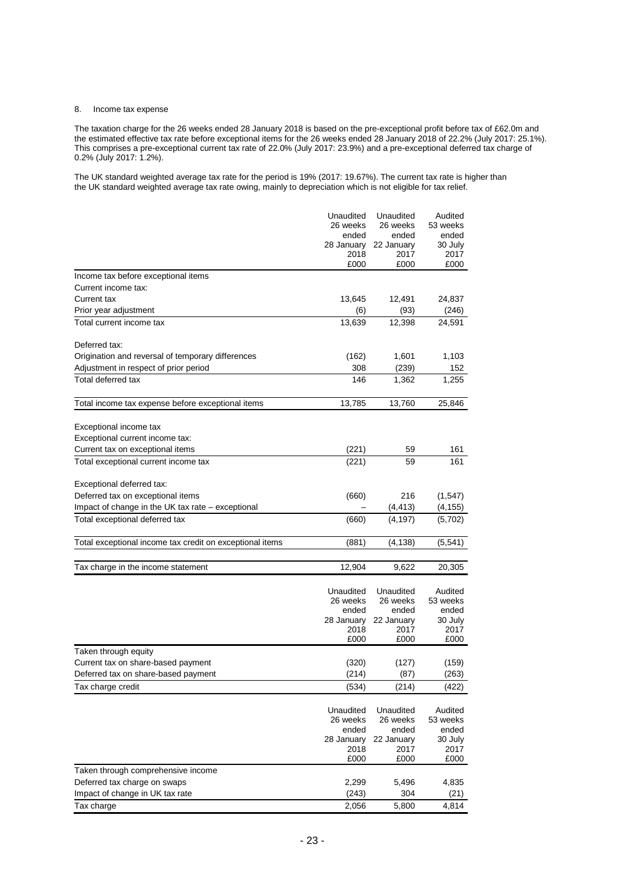8. Income tax expense

The taxation charge for the 26 weeks ended 28 January 2018 is based on the pre-exceptional profit before tax of £62.0m and the estimated effective tax rate before exceptional items for the 26 weeks ended 28 January 2018 of 22.2% (July 2017: 25.1%). This comprises a pre-exceptional current tax rate of 22.0% (July 2017: 23.9%) and a pre-exceptional deferred tax charge of 0.2% (July 2017: 1.2%).

The UK standard weighted average tax rate for the period is 19% (2017: 19.67%). The current tax rate is higher than the UK standard weighted average tax rate owing, mainly to depreciation which is not eligible for tax relief.

| | Unaudited 26 weeks ended 28 January 2018 £000 | Unaudited 26 weeks ended 22 January 2017 £000 | Audited 53 weeks ended 30 July 2017 £000 |
|---|---|---|---|
| Income tax before exceptional items | | | |
| Current income tax: | | | |
| Current tax | 13,645 | 12,491 | 24,837 |
| Prior year adjustment | (6) | (93) | (246) |
| Total current income tax | 13,639 | 12,398 | 24,591 |
| | | | |
| Deferred tax: | | | |
| Origination and reversal of temporary differences | (162) | 1,601 | 1,103 |
| Adjustment in respect of prior period | 308 | (239) | 152 |
| Total deferred tax | 146 | 1,362 | 1,255 |
| | | | |
| Total income tax expense before exceptional items | 13,785 | 13,760 | 25,846 |
| | | | |
| Exceptional income tax | | | |
| Exceptional current income tax: | | | |
| Current tax on exceptional items | (221) | 59 | 161 |
| Total exceptional current income tax | (221) | 59 | 161 |
| | | | |
| Exceptional deferred tax: | | | |
| Deferred tax on exceptional items | (660) | 216 | (1,547) |
| Impact of change in the UK tax rate – exceptional | – | (4,413) | (4,155) |
| Total exceptional deferred tax | (660) | (4,197) | (5,702) |
| | | | |
| Total exceptional income tax credit on exceptional items | (881) | (4,138) | (5,541) |
| | | | |
| Tax charge in the income statement | 12,904 | 9,622 | 20,305 |

| | Unaudited 26 weeks ended 28 January 2018 £000 | Unaudited 26 weeks ended 22 January 2017 £000 | Audited 53 weeks ended 30 July 2017 £000 |
|---|---|---|---|
| Taken through equity | | | |
| Current tax on share-based payment | (320) | (127) | (159) |
| Deferred tax on share-based payment | (214) | (87) | (263) |
| Tax charge credit | (534) | (214) | (422) |

| | Unaudited 26 weeks ended 28 January 2018 £000 | Unaudited 26 weeks ended 22 January 2017 £000 | Audited 53 weeks ended 30 July 2017 £000 |
|---|---|---|---|
| Taken through comprehensive income | | | |
| Deferred tax charge on swaps | 2,299 | 5,496 | 4,835 |
| Impact of change in UK tax rate | (243) | 304 | (21) |
| Tax charge | 2,056 | 5,800 | 4,814 |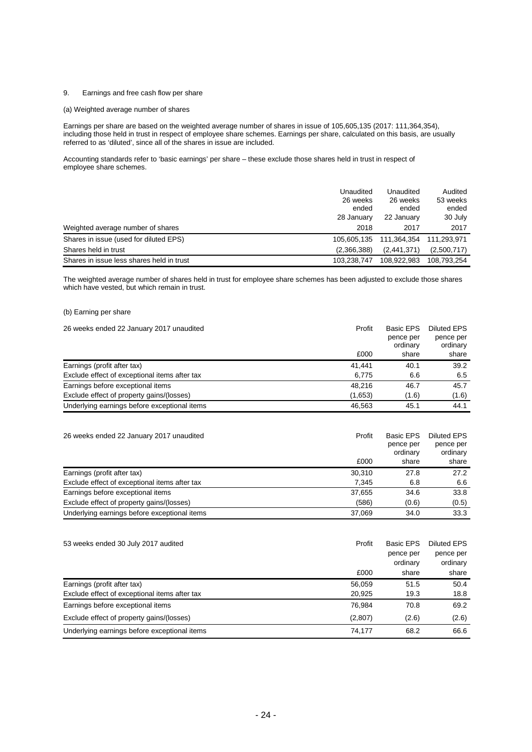9. Earnings and free cash flow per share

(a) Weighted average number of shares

Earnings per share are based on the weighted average number of shares in issue of 105,605,135 (2017: 111,364,354), including those held in trust in respect of employee share schemes. Earnings per share, calculated on this basis, are usually referred to as 'diluted', since all of the shares in issue are included.

Accounting standards refer to 'basic earnings' per share – these exclude those shares held in trust in respect of employee share schemes.

| Weighted average number of shares | Unaudited 26 weeks ended 28 January 2018 | Unaudited 26 weeks ended 22 January 2017 | Audited 53 weeks ended 30 July 2017 |
|---|---|---|---|
| Shares in issue (used for diluted EPS) | 105,605,135 | 111,364,354 | 111,293,971 |
| Shares held in trust | (2,366,388) | (2,441,371) | (2,500,717) |
| Shares in issue less shares held in trust | 103,238,747 | 108,922,983 | 108,793,254 |

The weighted average number of shares held in trust for employee share schemes has been adjusted to exclude those shares which have vested, but which remain in trust.

(b) Earning per share

| 26 weeks ended 22 January 2017 unaudited | Profit £000 | Basic EPS pence per ordinary share | Diluted EPS pence per ordinary share |
|---|---|---|---|
| Earnings (profit after tax) | 41,441 | 40.1 | 39.2 |
| Exclude effect of exceptional items after tax | 6,775 | 6.6 | 6.5 |
| Earnings before exceptional items | 48,216 | 46.7 | 45.7 |
| Exclude effect of property gains/(losses) | (1,653) | (1.6) | (1.6) |
| Underlying earnings before exceptional items | 46,563 | 45.1 | 44.1 |

| 26 weeks ended 22 January 2017 unaudited | Profit £000 | Basic EPS pence per ordinary share | Diluted EPS pence per ordinary share |
|---|---|---|---|
| Earnings (profit after tax) | 30,310 | 27.8 | 27.2 |
| Exclude effect of exceptional items after tax | 7,345 | 6.8 | 6.6 |
| Earnings before exceptional items | 37,655 | 34.6 | 33.8 |
| Exclude effect of property gains/(losses) | (586) | (0.6) | (0.5) |
| Underlying earnings before exceptional items | 37,069 | 34.0 | 33.3 |

| 53 weeks ended 30 July 2017 audited | Profit £000 | Basic EPS pence per ordinary share | Diluted EPS pence per ordinary share |
|---|---|---|---|
| Earnings (profit after tax) | 56,059 | 51.5 | 50.4 |
| Exclude effect of exceptional items after tax | 20,925 | 19.3 | 18.8 |
| Earnings before exceptional items | 76,984 | 70.8 | 69.2 |
| Exclude effect of property gains/(losses) | (2,807) | (2.6) | (2.6) |
| Underlying earnings before exceptional items | 74,177 | 68.2 | 66.6 |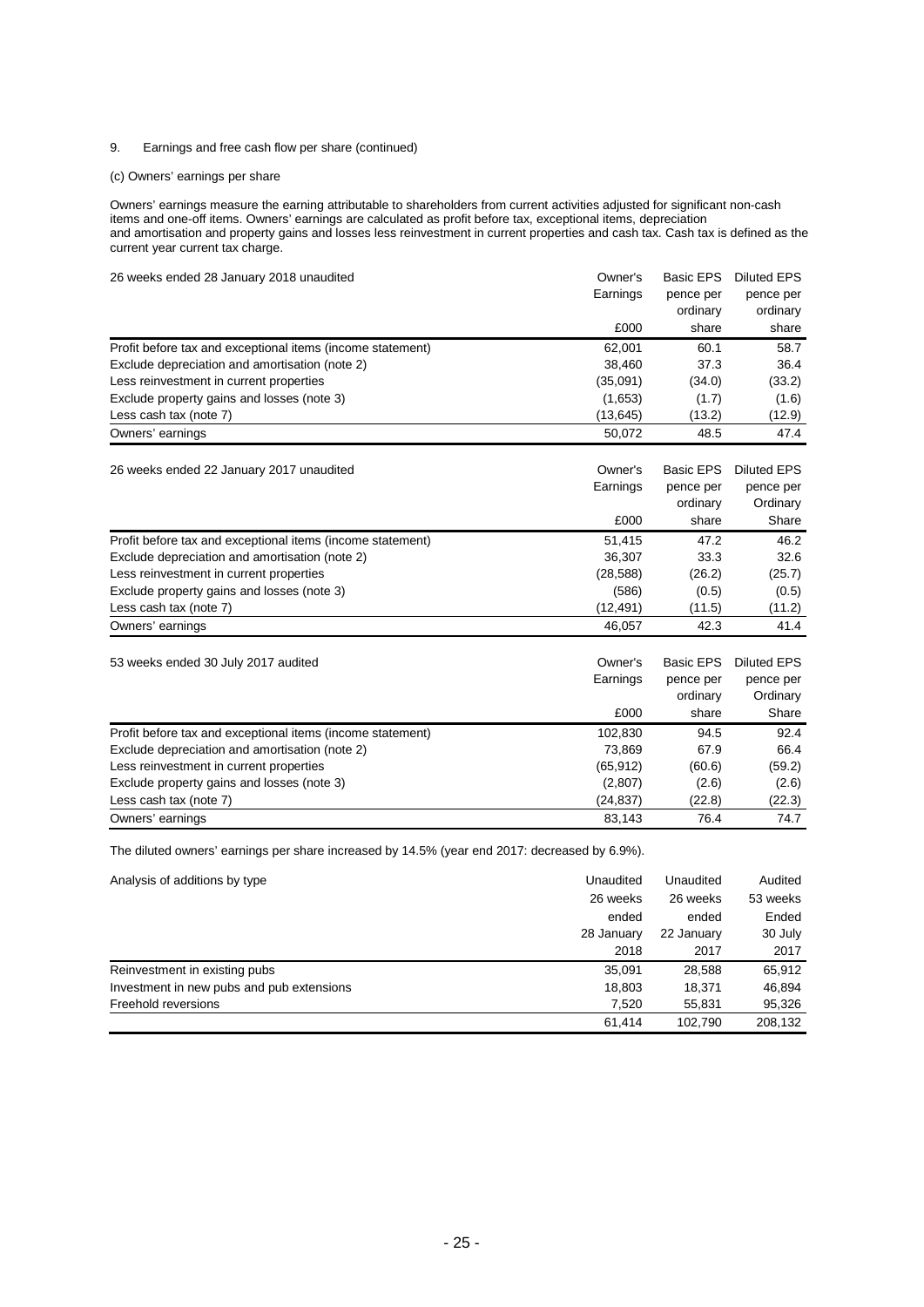9. Earnings and free cash flow per share (continued)

(c) Owners' earnings per share

Owners' earnings measure the earning attributable to shareholders from current activities adjusted for significant non-cash items and one-off items. Owners' earnings are calculated as profit before tax, exceptional items, depreciation and amortisation and property gains and losses less reinvestment in current properties and cash tax. Cash tax is defined as the current year current tax charge.

| 26 weeks ended 28 January 2018 unaudited | Owner's Earnings £000 | Basic EPS pence per ordinary share | Diluted EPS pence per ordinary share |
|---|---|---|---|
| Profit before tax and exceptional items (income statement) | 62,001 | 60.1 | 58.7 |
| Exclude depreciation and amortisation (note 2) | 38,460 | 37.3 | 36.4 |
| Less reinvestment in current properties | (35,091) | (34.0) | (33.2) |
| Exclude property gains and losses (note 3) | (1,653) | (1.7) | (1.6) |
| Less cash tax (note 7) | (13,645) | (13.2) | (12.9) |
| Owners' earnings | 50,072 | 48.5 | 47.4 |

| 26 weeks ended 22 January 2017 unaudited | Owner's Earnings £000 | Basic EPS pence per ordinary share | Diluted EPS pence per Ordinary Share |
|---|---|---|---|
| Profit before tax and exceptional items (income statement) | 51,415 | 47.2 | 46.2 |
| Exclude depreciation and amortisation (note 2) | 36,307 | 33.3 | 32.6 |
| Less reinvestment in current properties | (28,588) | (26.2) | (25.7) |
| Exclude property gains and losses (note 3) | (586) | (0.5) | (0.5) |
| Less cash tax (note 7) | (12,491) | (11.5) | (11.2) |
| Owners' earnings | 46,057 | 42.3 | 41.4 |

| 53 weeks ended 30 July 2017 audited | Owner's Earnings £000 | Basic EPS pence per ordinary share | Diluted EPS pence per Ordinary Share |
|---|---|---|---|
| Profit before tax and exceptional items (income statement) | 102,830 | 94.5 | 92.4 |
| Exclude depreciation and amortisation (note 2) | 73,869 | 67.9 | 66.4 |
| Less reinvestment in current properties | (65,912) | (60.6) | (59.2) |
| Exclude property gains and losses (note 3) | (2,807) | (2.6) | (2.6) |
| Less cash tax (note 7) | (24,837) | (22.8) | (22.3) |
| Owners' earnings | 83,143 | 76.4 | 74.7 |

The diluted owners' earnings per share increased by 14.5% (year end 2017: decreased by 6.9%).

| Analysis of additions by type | Unaudited 26 weeks ended 28 January 2018 | Unaudited 26 weeks ended 22 January 2017 | Audited 53 weeks Ended 30 July 2017 |
|---|---|---|---|
| Reinvestment in existing pubs | 35,091 | 28,588 | 65,912 |
| Investment in new pubs and pub extensions | 18,803 | 18,371 | 46,894 |
| Freehold reversions | 7,520 | 55,831 | 95,326 |
| | 61,414 | 102,790 | 208,132 |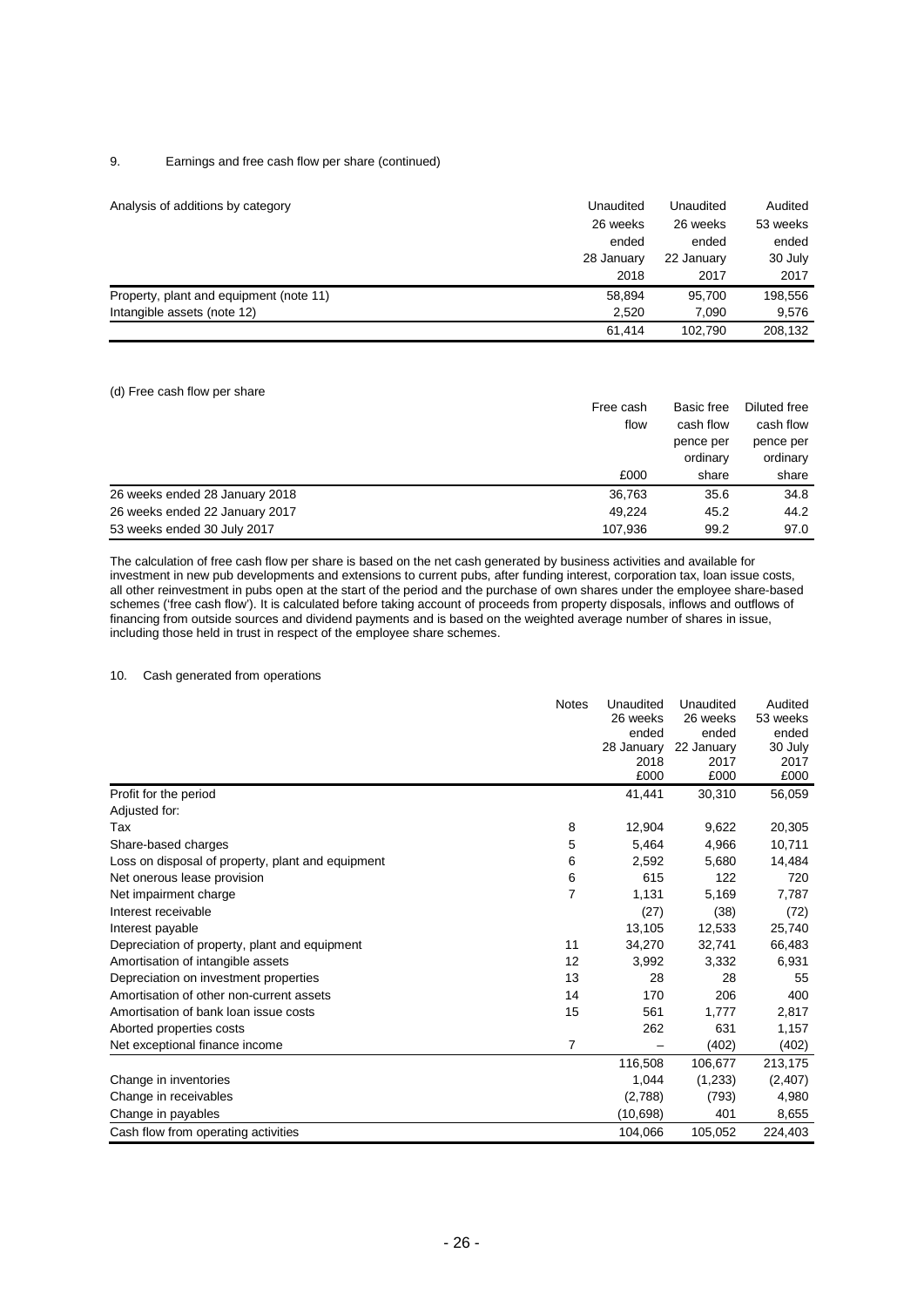9. Earnings and free cash flow per share (continued)

| Analysis of additions by category | Unaudited 26 weeks ended 28 January 2018 | Unaudited 26 weeks ended 22 January 2017 | Audited 53 weeks ended 30 July 2017 |
|---|---|---|---|
| Property, plant and equipment (note 11) | 58,894 | 95,700 | 198,556 |
| Intangible assets (note 12) | 2,520 | 7,090 | 9,576 |
| | 61,414 | 102,790 | 208,132 |

(d) Free cash flow per share

| | Free cash flow £000 | Basic free cash flow pence per ordinary share | Diluted free cash flow pence per ordinary share |
|---|---|---|---|
| 26 weeks ended 28 January 2018 | 36,763 | 35.6 | 34.8 |
| 26 weeks ended 22 January 2017 | 49,224 | 45.2 | 44.2 |
| 53 weeks ended 30 July 2017 | 107,936 | 99.2 | 97.0 |

The calculation of free cash flow per share is based on the net cash generated by business activities and available for investment in new pub developments and extensions to current pubs, after funding interest, corporation tax, loan issue costs, all other reinvestment in pubs open at the start of the period and the purchase of own shares under the employee share-based schemes ('free cash flow'). It is calculated before taking account of proceeds from property disposals, inflows and outflows of financing from outside sources and dividend payments and is based on the weighted average number of shares in issue, including those held in trust in respect of the employee share schemes.

10. Cash generated from operations

| | Notes | Unaudited 26 weeks ended 28 January 2018 £000 | Unaudited 26 weeks ended 22 January 2017 £000 | Audited 53 weeks ended 30 July 2017 £000 |
|---|---|---|---|---|
| Profit for the period | | 41,441 | 30,310 | 56,059 |
| Adjusted for: | | | | |
| Tax | 8 | 12,904 | 9,622 | 20,305 |
| Share-based charges | 5 | 5,464 | 4,966 | 10,711 |
| Loss on disposal of property, plant and equipment | 6 | 2,592 | 5,680 | 14,484 |
| Net onerous lease provision | 6 | 615 | 122 | 720 |
| Net impairment charge | 7 | 1,131 | 5,169 | 7,787 |
| Interest receivable | | (27) | (38) | (72) |
| Interest payable | | 13,105 | 12,533 | 25,740 |
| Depreciation of property, plant and equipment | 11 | 34,270 | 32,741 | 66,483 |
| Amortisation of intangible assets | 12 | 3,992 | 3,332 | 6,931 |
| Depreciation on investment properties | 13 | 28 | 28 | 55 |
| Amortisation of other non-current assets | 14 | 170 | 206 | 400 |
| Amortisation of bank loan issue costs | 15 | 561 | 1,777 | 2,817 |
| Aborted properties costs | | 262 | 631 | 1,157 |
| Net exceptional finance income | 7 | – | (402) | (402) |
| | | 116,508 | 106,677 | 213,175 |
| Change in inventories | | 1,044 | (1,233) | (2,407) |
| Change in receivables | | (2,788) | (793) | 4,980 |
| Change in payables | | (10,698) | 401 | 8,655 |
| Cash flow from operating activities | | 104,066 | 105,052 | 224,403 |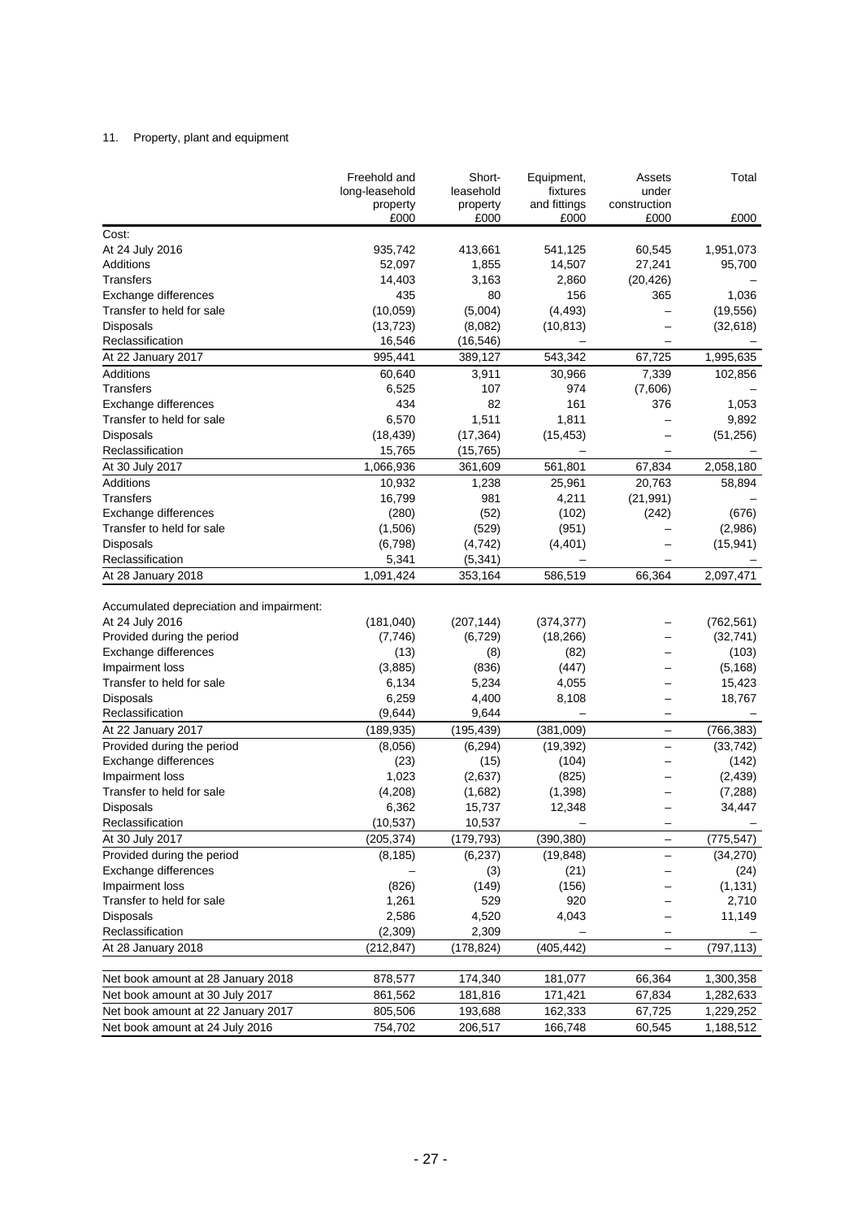11. Property, plant and equipment

| | Freehold and long-leasehold property £000 | Short-leasehold property £000 | Equipment, fixtures and fittings £000 | Assets under construction £000 | Total £000 |
|---|---|---|---|---|---|
| Cost: | | | | | |
| At 24 July 2016 | 935,742 | 413,661 | 541,125 | 60,545 | 1,951,073 |
| Additions | 52,097 | 1,855 | 14,507 | 27,241 | 95,700 |
| Transfers | 14,403 | 3,163 | 2,860 | (20,426) | – |
| Exchange differences | 435 | 80 | 156 | 365 | 1,036 |
| Transfer to held for sale | (10,059) | (5,004) | (4,493) | – | (19,556) |
| Disposals | (13,723) | (8,082) | (10,813) | – | (32,618) |
| Reclassification | 16,546 | (16,546) | – | – | – |
| At 22 January 2017 | 995,441 | 389,127 | 543,342 | 67,725 | 1,995,635 |
| Additions | 60,640 | 3,911 | 30,966 | 7,339 | 102,856 |
| Transfers | 6,525 | 107 | 974 | (7,606) | – |
| Exchange differences | 434 | 82 | 161 | 376 | 1,053 |
| Transfer to held for sale | 6,570 | 1,511 | 1,811 | – | 9,892 |
| Disposals | (18,439) | (17,364) | (15,453) | – | (51,256) |
| Reclassification | 15,765 | (15,765) | – | – | – |
| At 30 July 2017 | 1,066,936 | 361,609 | 561,801 | 67,834 | 2,058,180 |
| Additions | 10,932 | 1,238 | 25,961 | 20,763 | 58,894 |
| Transfers | 16,799 | 981 | 4,211 | (21,991) | – |
| Exchange differences | (280) | (52) | (102) | (242) | (676) |
| Transfer to held for sale | (1,506) | (529) | (951) | – | (2,986) |
| Disposals | (6,798) | (4,742) | (4,401) | – | (15,941) |
| Reclassification | 5,341 | (5,341) | – | – | – |
| At 28 January 2018 | 1,091,424 | 353,164 | 586,519 | 66,364 | 2,097,471 |
| | | | | | |
| Accumulated depreciation and impairment: | | | | | |
| At 24 July 2016 | (181,040) | (207,144) | (374,377) | – | (762,561) |
| Provided during the period | (7,746) | (6,729) | (18,266) | – | (32,741) |
| Exchange differences | (13) | (8) | (82) | – | (103) |
| Impairment loss | (3,885) | (836) | (447) | – | (5,168) |
| Transfer to held for sale | 6,134 | 5,234 | 4,055 | – | 15,423 |
| Disposals | 6,259 | 4,400 | 8,108 | – | 18,767 |
| Reclassification | (9,644) | 9,644 | – | – | – |
| At 22 January 2017 | (189,935) | (195,439) | (381,009) | – | (766,383) |
| Provided during the period | (8,056) | (6,294) | (19,392) | – | (33,742) |
| Exchange differences | (23) | (15) | (104) | – | (142) |
| Impairment loss | 1,023 | (2,637) | (825) | – | (2,439) |
| Transfer to held for sale | (4,208) | (1,682) | (1,398) | – | (7,288) |
| Disposals | 6,362 | 15,737 | 12,348 | – | 34,447 |
| Reclassification | (10,537) | 10,537 | – | – | – |
| At 30 July 2017 | (205,374) | (179,793) | (390,380) | – | (775,547) |
| Provided during the period | (8,185) | (6,237) | (19,848) | – | (34,270) |
| Exchange differences | – | (3) | (21) | – | (24) |
| Impairment loss | (826) | (149) | (156) | – | (1,131) |
| Transfer to held for sale | 1,261 | 529 | 920 | – | 2,710 |
| Disposals | 2,586 | 4,520 | 4,043 | – | 11,149 |
| Reclassification | (2,309) | 2,309 | – | – | – |
| At 28 January 2018 | (212,847) | (178,824) | (405,442) | – | (797,113) |
| | | | | | |
| Net book amount at 28 January 2018 | 878,577 | 174,340 | 181,077 | 66,364 | 1,300,358 |
| Net book amount at 30 July 2017 | 861,562 | 181,816 | 171,421 | 67,834 | 1,282,633 |
| Net book amount at 22 January 2017 | 805,506 | 193,688 | 162,333 | 67,725 | 1,229,252 |
| Net book amount at 24 July 2016 | 754,702 | 206,517 | 166,748 | 60,545 | 1,188,512 |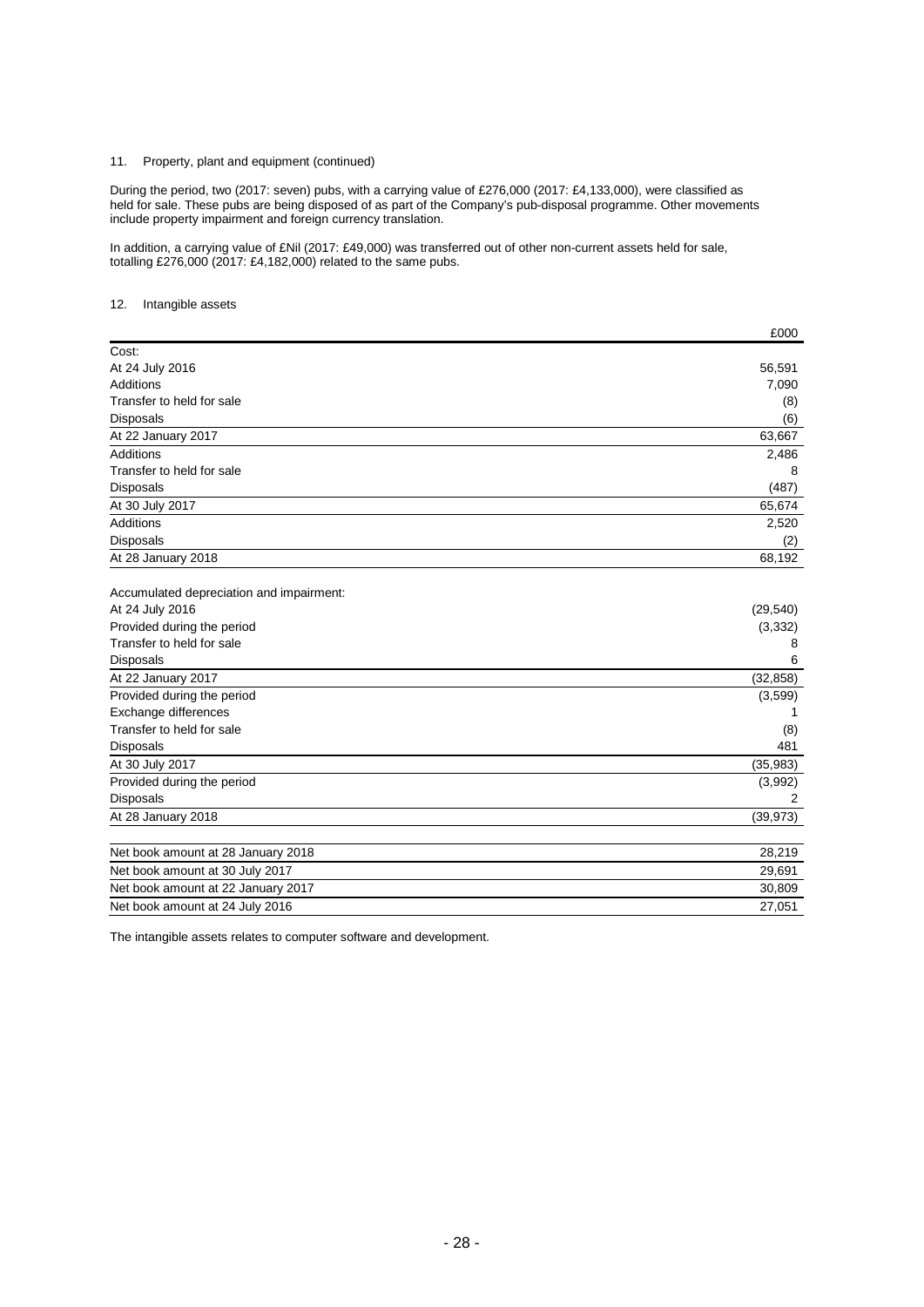11. Property, plant and equipment (continued)

During the period, two (2017: seven) pubs, with a carrying value of £276,000 (2017: £4,133,000), were classified as held for sale. These pubs are being disposed of as part of the Company's pub-disposal programme. Other movements include property impairment and foreign currency translation.

In addition, a carrying value of £Nil (2017: £49,000) was transferred out of other non-current assets held for sale, totalling £276,000 (2017: £4,182,000) related to the same pubs.

12. Intangible assets

| | £000 |
|---|---|
| Cost: | |
| At 24 July 2016 | 56,591 |
| Additions | 7,090 |
| Transfer to held for sale | (8) |
| Disposals | (6) |
| At 22 January 2017 | 63,667 |
| Additions | 2,486 |
| Transfer to held for sale | 8 |
| Disposals | (487) |
| At 30 July 2017 | 65,674 |
| Additions | 2,520 |
| Disposals | (2) |
| At 28 January 2018 | 68,192 |
| | |
| Accumulated depreciation and impairment: | |
| At 24 July 2016 | (29,540) |
| Provided during the period | (3,332) |
| Transfer to held for sale | 8 |
| Disposals | 6 |
| At 22 January 2017 | (32,858) |
| Provided during the period | (3,599) |
| Exchange differences | 1 |
| Transfer to held for sale | (8) |
| Disposals | 481 |
| At 30 July 2017 | (35,983) |
| Provided during the period | (3,992) |
| Disposals | 2 |
| At 28 January 2018 | (39,973) |
| | |
| Net book amount at 28 January 2018 | 28,219 |
| Net book amount at 30 July 2017 | 29,691 |
| Net book amount at 22 January 2017 | 30,809 |
| Net book amount at 24 July 2016 | 27,051 |

The intangible assets relates to computer software and development.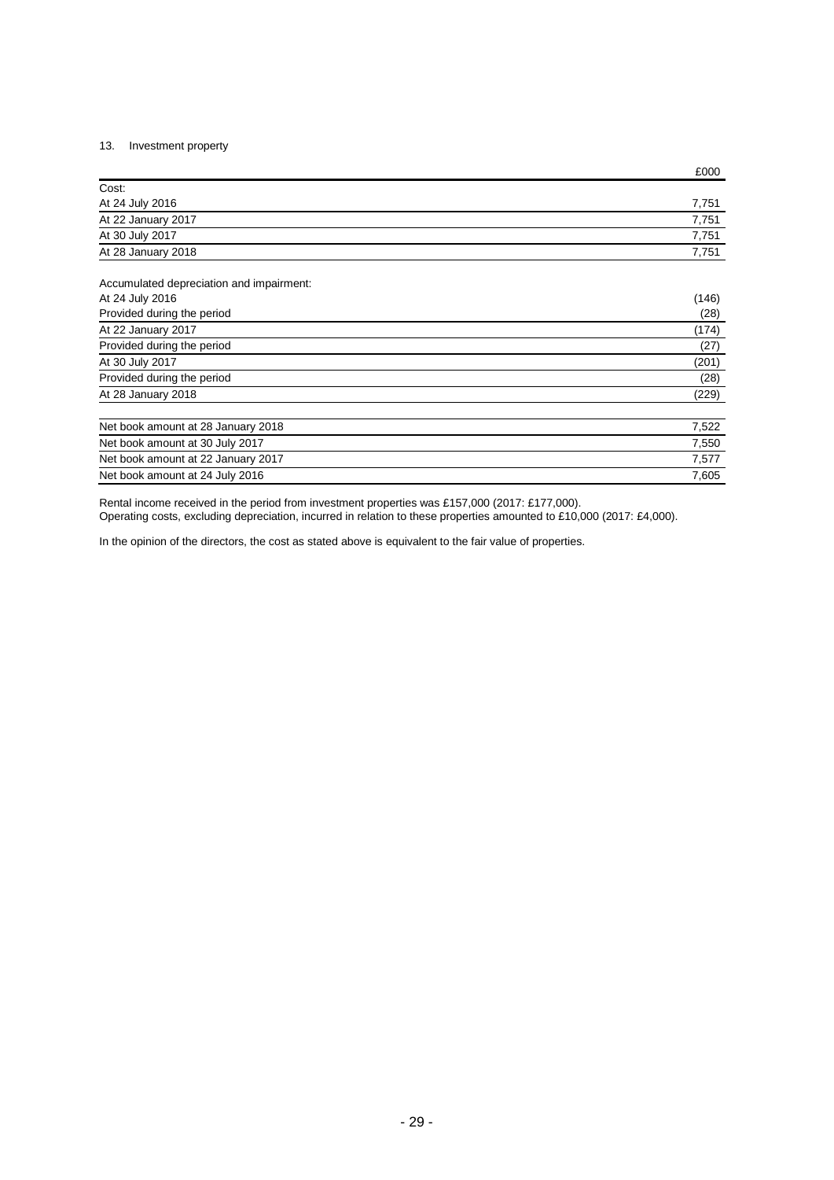13. Investment property

| | £000 |
|---|---|
| Cost: | |
| At 24 July 2016 | 7,751 |
| At 22 January 2017 | 7,751 |
| At 30 July 2017 | 7,751 |
| At 28 January 2018 | 7,751 |
| | |
| Accumulated depreciation and impairment: | |
| At 24 July 2016 | (146) |
| Provided during the period | (28) |
| At 22 January 2017 | (174) |
| Provided during the period | (27) |
| At 30 July 2017 | (201) |
| Provided during the period | (28) |
| At 28 January 2018 | (229) |
| | |
| Net book amount at 28 January 2018 | 7,522 |
| Net book amount at 30 July 2017 | 7,550 |
| Net book amount at 22 January 2017 | 7,577 |
| Net book amount at 24 July 2016 | 7,605 |

Rental income received in the period from investment properties was £157,000 (2017: £177,000).
Operating costs, excluding depreciation, incurred in relation to these properties amounted to £10,000 (2017: £4,000).

In the opinion of the directors, the cost as stated above is equivalent to the fair value of properties.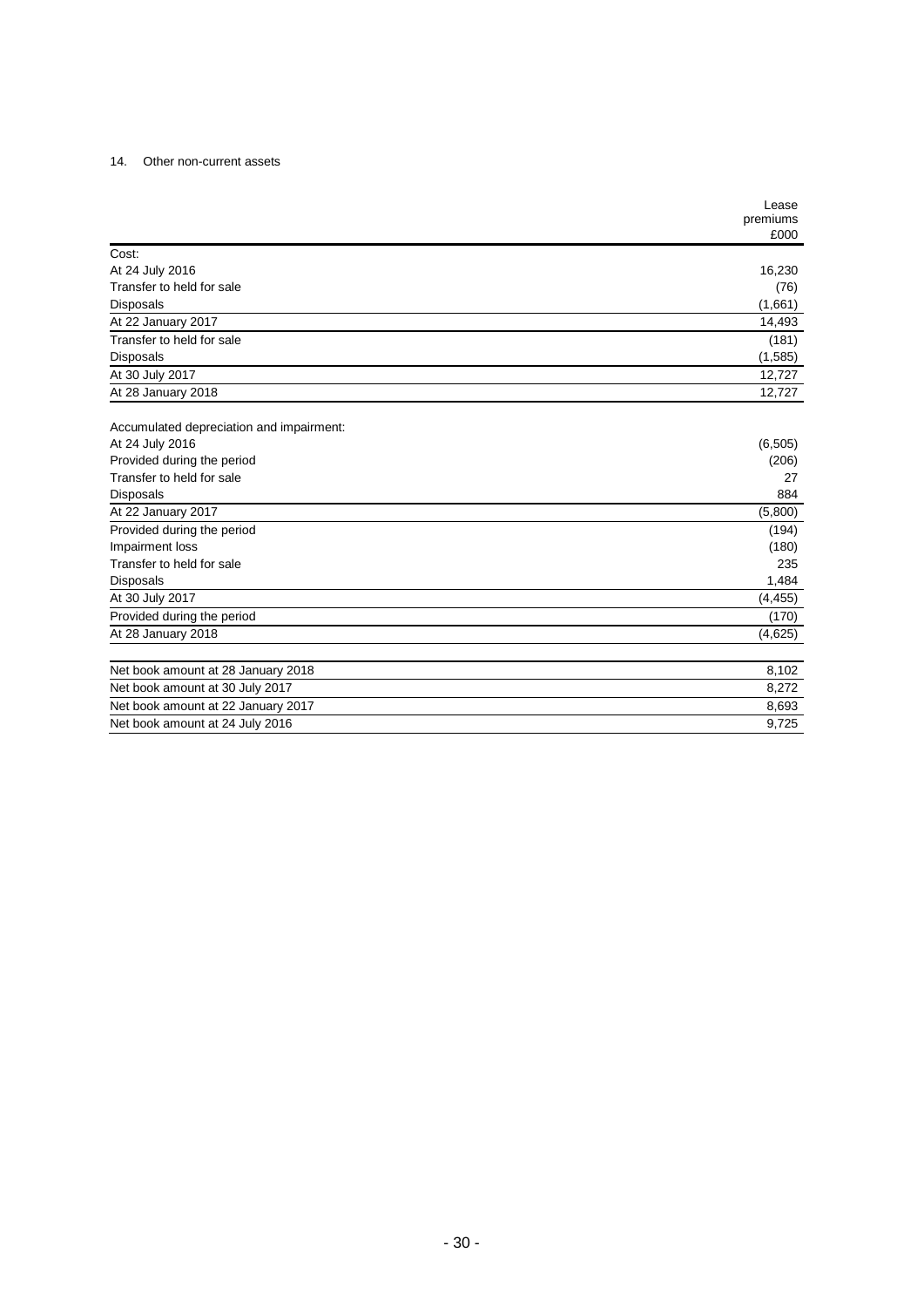## 14. Other non-current assets

| | Lease premiums £000 |
|---|---|
| Cost: | |
| At 24 July 2016 | 16,230 |
| Transfer to held for sale | (76) |
| Disposals | (1,661) |
| At 22 January 2017 | 14,493 |
| Transfer to held for sale | (181) |
| Disposals | (1,585) |
| At 30 July 2017 | 12,727 |
| At 28 January 2018 | 12,727 |
| | |
| Accumulated depreciation and impairment: | |
| At 24 July 2016 | (6,505) |
| Provided during the period | (206) |
| Transfer to held for sale | 27 |
| Disposals | 884 |
| At 22 January 2017 | (5,800) |
| Provided during the period | (194) |
| Impairment loss | (180) |
| Transfer to held for sale | 235 |
| Disposals | 1,484 |
| At 30 July 2017 | (4,455) |
| Provided during the period | (170) |
| At 28 January 2018 | (4,625) |
| | |
| Net book amount at 28 January 2018 | 8,102 |
| Net book amount at 30 July 2017 | 8,272 |
| Net book amount at 22 January 2017 | 8,693 |
| Net book amount at 24 July 2016 | 9,725 |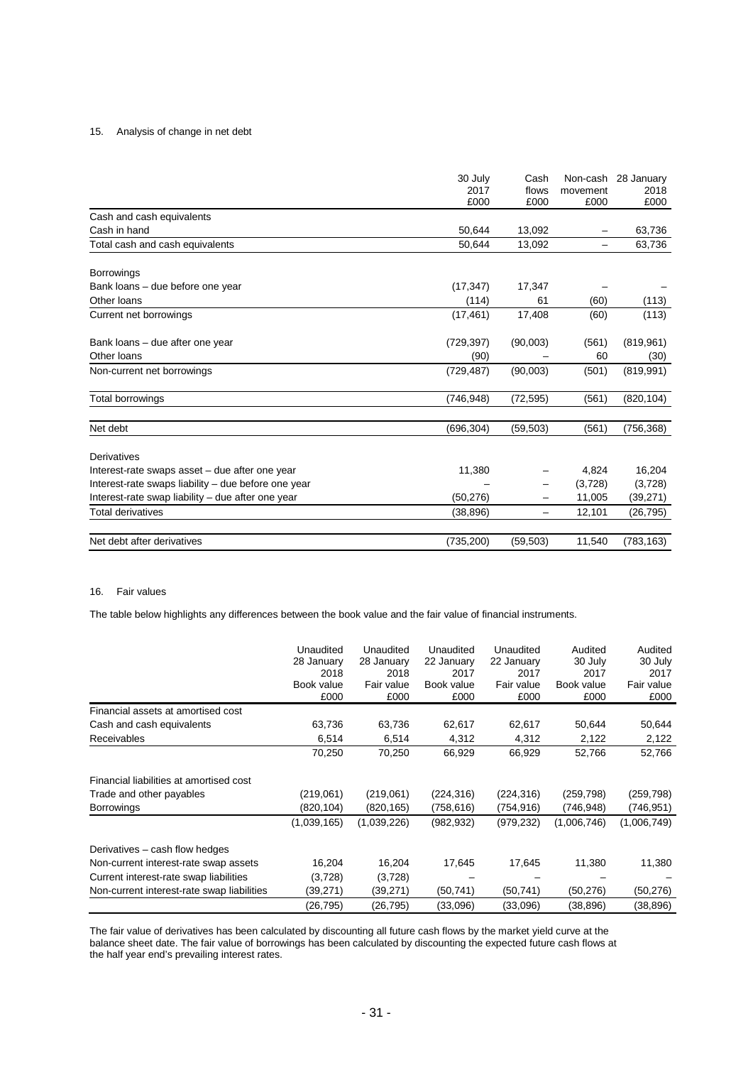## 15. Analysis of change in net debt

| | 30 July 2017 £000 | Cash flows £000 | Non-cash movement £000 | 28 January 2018 £000 |
|---|---|---|---|---|
| Cash and cash equivalents | | | | |
| Cash in hand | 50,644 | 13,092 | – | 63,736 |
| Total cash and cash equivalents | 50,644 | 13,092 | – | 63,736 |
| | | | | |
| Borrowings | | | | |
| Bank loans – due before one year | (17,347) | 17,347 | | – |
| Other loans | (114) | 61 | (60) | (113) |
| Current net borrowings | (17,461) | 17,408 | (60) | (113) |
| | | | | |
| Bank loans – due after one year | (729,397) | (90,003) | (561) | (819,961) |
| Other loans | (90) | – | 60 | (30) |
| Non-current net borrowings | (729,487) | (90,003) | (501) | (819,991) |
| | | | | |
| Total borrowings | (746,948) | (72,595) | (561) | (820,104) |
| | | | | |
| Net debt | (696,304) | (59,503) | (561) | (756,368) |
| | | | | |
| Derivatives | | | | |
| Interest-rate swaps asset – due after one year | 11,380 | – | 4,824 | 16,204 |
| Interest-rate swaps liability – due before one year | – | – | (3,728) | (3,728) |
| Interest-rate swap liability – due after one year | (50,276) | – | 11,005 | (39,271) |
| Total derivatives | (38,896) | – | 12,101 | (26,795) |
| | | | | |
| Net debt after derivatives | (735,200) | (59,503) | 11,540 | (783,163) |

## 16. Fair values

The table below highlights any differences between the book value and the fair value of financial instruments.

| | Unaudited 28 January 2018 Book value £000 | Unaudited 28 January 2018 Fair value £000 | Unaudited 22 January 2017 Book value £000 | Unaudited 22 January 2017 Fair value £000 | Audited 30 July 2017 Book value £000 | Audited 30 July 2017 Fair value £000 |
|---|---|---|---|---|---|---|
| Financial assets at amortised cost | | | | | | |
| Cash and cash equivalents | 63,736 | 63,736 | 62,617 | 62,617 | 50,644 | 50,644 |
| Receivables | 6,514 | 6,514 | 4,312 | 4,312 | 2,122 | 2,122 |
| | 70,250 | 70,250 | 66,929 | 66,929 | 52,766 | 52,766 |
| | | | | | | |
| Financial liabilities at amortised cost | | | | | | |
| Trade and other payables | (219,061) | (219,061) | (224,316) | (224,316) | (259,798) | (259,798) |
| Borrowings | (820,104) | (820,165) | (758,616) | (754,916) | (746,948) | (746,951) |
| | (1,039,165) | (1,039,226) | (982,932) | (979,232) | (1,006,746) | (1,006,749) |
| | | | | | | |
| Derivatives – cash flow hedges | | | | | | |
| Non-current interest-rate swap assets | 16,204 | 16,204 | 17,645 | 17,645 | 11,380 | 11,380 |
| Current interest-rate swap liabilities | (3,728) | (3,728) | – | – | – | – |
| Non-current interest-rate swap liabilities | (39,271) | (39,271) | (50,741) | (50,741) | (50,276) | (50,276) |
| | (26,795) | (26,795) | (33,096) | (33,096) | (38,896) | (38,896) |

The fair value of derivatives has been calculated by discounting all future cash flows by the market yield curve at the balance sheet date. The fair value of borrowings has been calculated by discounting the expected future cash flows at the half year end's prevailing interest rates.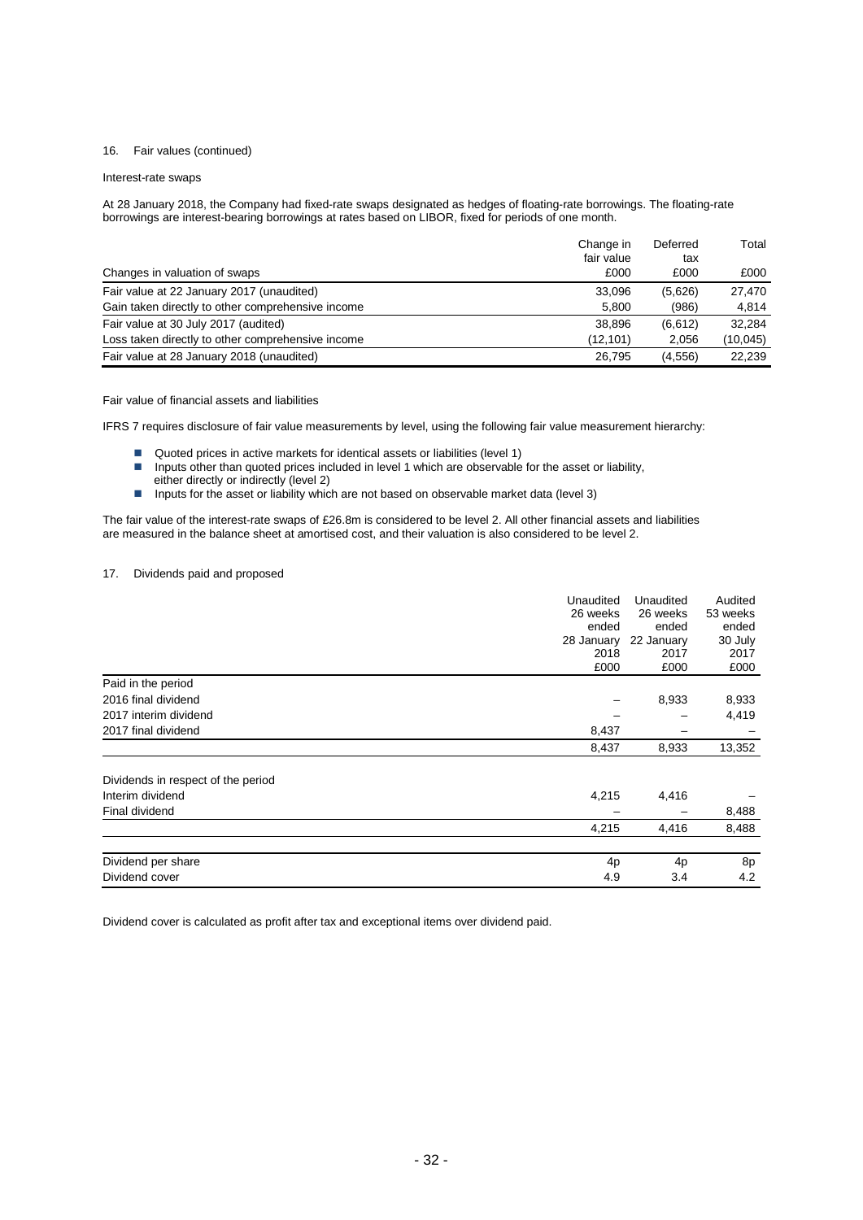16. Fair values (continued)

Interest-rate swaps

At 28 January 2018, the Company had fixed-rate swaps designated as hedges of floating-rate borrowings. The floating-rate borrowings are interest-bearing borrowings at rates based on LIBOR, fixed for periods of one month.

| Changes in valuation of swaps | Change in fair value £000 | Deferred tax £000 | Total £000 |
|---|---|---|---|
| Fair value at 22 January 2017 (unaudited) | 33,096 | (5,626) | 27,470 |
| Gain taken directly to other comprehensive income | 5,800 | (986) | 4,814 |
| Fair value at 30 July 2017 (audited) | 38,896 | (6,612) | 32,284 |
| Loss taken directly to other comprehensive income | (12,101) | 2,056 | (10,045) |
| Fair value at 28 January 2018 (unaudited) | 26,795 | (4,556) | 22,239 |

Fair value of financial assets and liabilities

IFRS 7 requires disclosure of fair value measurements by level, using the following fair value measurement hierarchy:

- Quoted prices in active markets for identical assets or liabilities (level 1)
- Inputs other than quoted prices included in level 1 which are observable for the asset or liability, either directly or indirectly (level 2)
- Inputs for the asset or liability which are not based on observable market data (level 3)

The fair value of the interest-rate swaps of £26.8m is considered to be level 2. All other financial assets and liabilities are measured in the balance sheet at amortised cost, and their valuation is also considered to be level 2.

17. Dividends paid and proposed

| | Unaudited 26 weeks ended 28 January 2018 £000 | Unaudited 26 weeks ended 22 January 2017 £000 | Audited 53 weeks ended 30 July 2017 £000 |
|---|---|---|---|
| Paid in the period | | | |
| 2016 final dividend | – | 8,933 | 8,933 |
| 2017 interim dividend | – | – | 4,419 |
| 2017 final dividend | 8,437 | – | – |
| | 8,437 | 8,933 | 13,352 |
| Dividends in respect of the period | | | |
| Interim dividend | 4,215 | 4,416 | – |
| Final dividend | – | – | 8,488 |
| | 4,215 | 4,416 | 8,488 |
| Dividend per share | 4p | 4p | 8p |
| Dividend cover | 4.9 | 3.4 | 4.2 |

Dividend cover is calculated as profit after tax and exceptional items over dividend paid.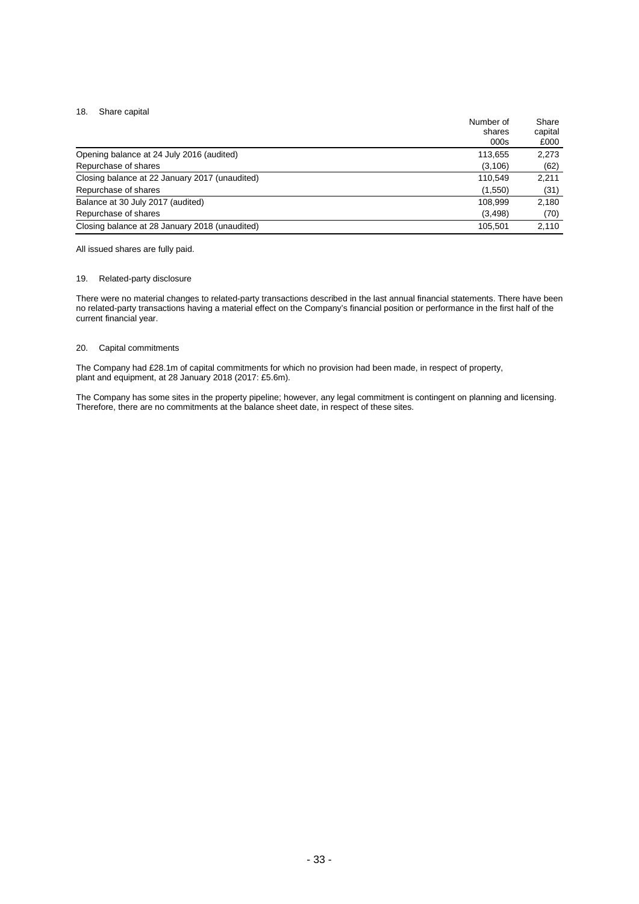## 18. Share capital

| | Number of shares 000s | Share capital £000 |
|---|---|---|
| Opening balance at 24 July 2016 (audited) | 113,655 | 2,273 |
| Repurchase of shares | (3,106) | (62) |
| Closing balance at 22 January 2017 (unaudited) | 110,549 | 2,211 |
| Repurchase of shares | (1,550) | (31) |
| Balance at 30 July 2017 (audited) | 108,999 | 2,180 |
| Repurchase of shares | (3,498) | (70) |
| Closing balance at 28 January 2018 (unaudited) | 105,501 | 2,110 |

All issued shares are fully paid.

## 19. Related-party disclosure

There were no material changes to related-party transactions described in the last annual financial statements. There have been no related-party transactions having a material effect on the Company's financial position or performance in the first half of the current financial year.

## 20. Capital commitments

The Company had £28.1m of capital commitments for which no provision had been made, in respect of property, plant and equipment, at 28 January 2018 (2017: £5.6m).

The Company has some sites in the property pipeline; however, any legal commitment is contingent on planning and licensing. Therefore, there are no commitments at the balance sheet date, in respect of these sites.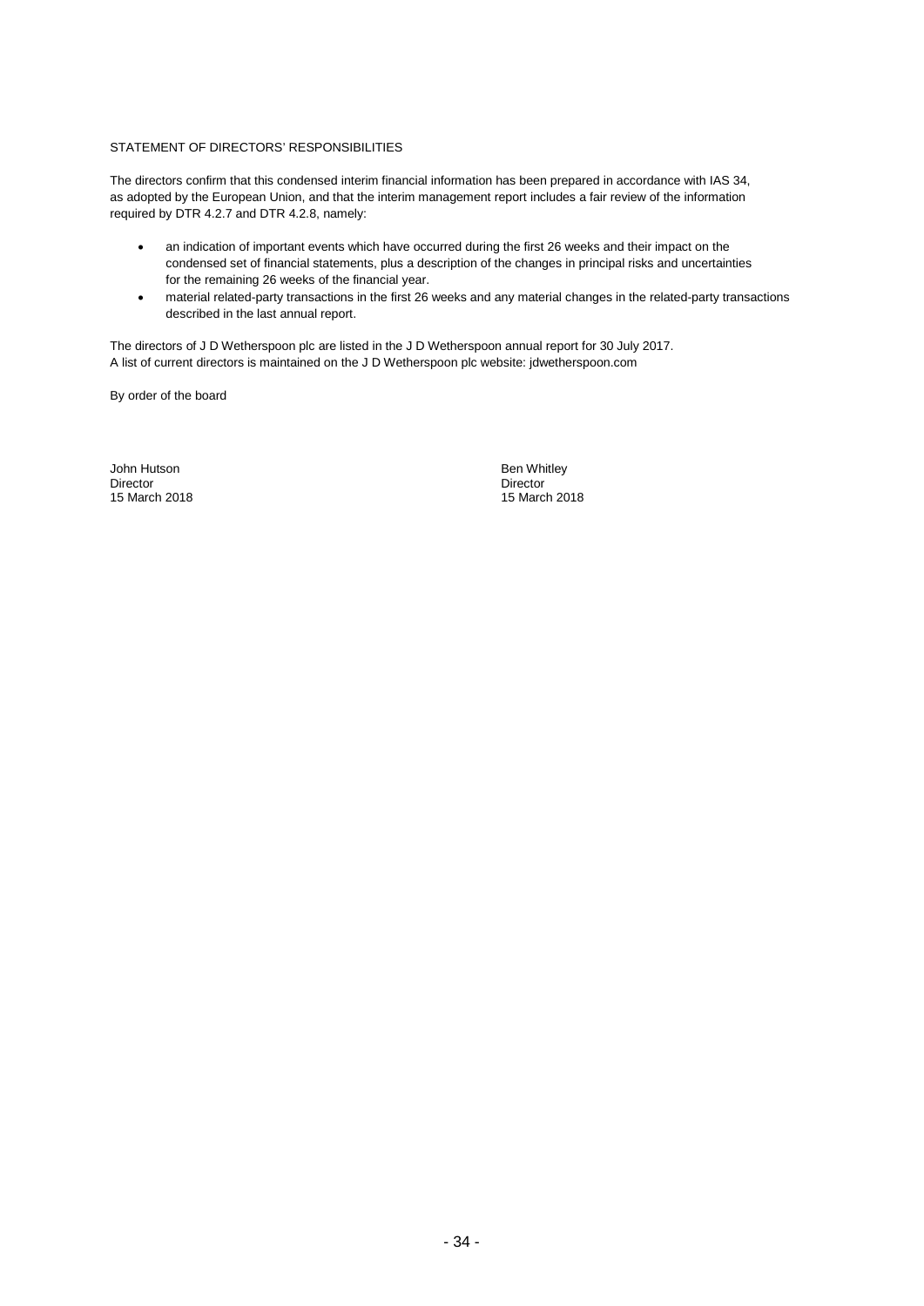## STATEMENT OF DIRECTORS' RESPONSIBILITIES

The directors confirm that this condensed interim financial information has been prepared in accordance with IAS 34, as adopted by the European Union, and that the interim management report includes a fair review of the information required by DTR 4.2.7 and DTR 4.2.8, namely:

- an indication of important events which have occurred during the first 26 weeks and their impact on the condensed set of financial statements, plus a description of the changes in principal risks and uncertainties for the remaining 26 weeks of the financial year.
- material related-party transactions in the first 26 weeks and any material changes in the related-party transactions described in the last annual report.

The directors of J D Wetherspoon plc are listed in the J D Wetherspoon annual report for 30 July 2017.
A list of current directors is maintained on the J D Wetherspoon plc website: jdwetherspoon.com

By order of the board

John Hutson
Director
15 March 2018

Ben Whitley
Director
15 March 2018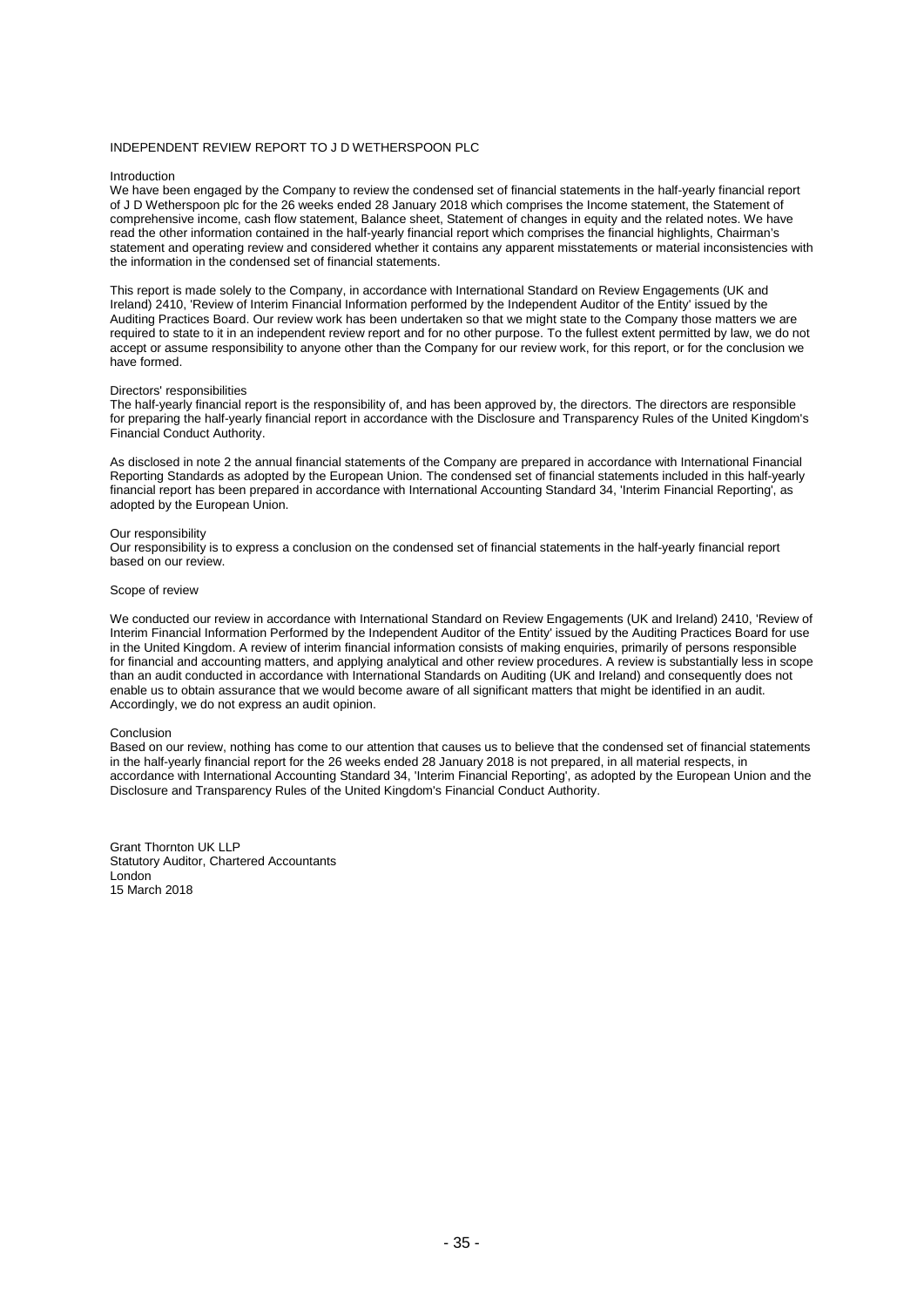# INDEPENDENT REVIEW REPORT TO J D WETHERSPOON PLC

## Introduction

We have been engaged by the Company to review the condensed set of financial statements in the half-yearly financial report of J D Wetherspoon plc for the 26 weeks ended 28 January 2018 which comprises the Income statement, the Statement of comprehensive income, cash flow statement, Balance sheet, Statement of changes in equity and the related notes. We have read the other information contained in the half-yearly financial report which comprises the financial highlights, Chairman's statement and operating review and considered whether it contains any apparent misstatements or material inconsistencies with the information in the condensed set of financial statements.

This report is made solely to the Company, in accordance with International Standard on Review Engagements (UK and Ireland) 2410, 'Review of Interim Financial Information performed by the Independent Auditor of the Entity' issued by the Auditing Practices Board. Our review work has been undertaken so that we might state to the Company those matters we are required to state to it in an independent review report and for no other purpose. To the fullest extent permitted by law, we do not accept or assume responsibility to anyone other than the Company for our review work, for this report, or for the conclusion we have formed.

## Directors' responsibilities

The half-yearly financial report is the responsibility of, and has been approved by, the directors. The directors are responsible for preparing the half-yearly financial report in accordance with the Disclosure and Transparency Rules of the United Kingdom's Financial Conduct Authority.

As disclosed in note 2 the annual financial statements of the Company are prepared in accordance with International Financial Reporting Standards as adopted by the European Union. The condensed set of financial statements included in this half-yearly financial report has been prepared in accordance with International Accounting Standard 34, 'Interim Financial Reporting', as adopted by the European Union.

## Our responsibility

Our responsibility is to express a conclusion on the condensed set of financial statements in the half-yearly financial report based on our review.

## Scope of review

We conducted our review in accordance with International Standard on Review Engagements (UK and Ireland) 2410, 'Review of Interim Financial Information Performed by the Independent Auditor of the Entity' issued by the Auditing Practices Board for use in the United Kingdom. A review of interim financial information consists of making enquiries, primarily of persons responsible for financial and accounting matters, and applying analytical and other review procedures. A review is substantially less in scope than an audit conducted in accordance with International Standards on Auditing (UK and Ireland) and consequently does not enable us to obtain assurance that we would become aware of all significant matters that might be identified in an audit. Accordingly, we do not express an audit opinion.

## Conclusion

Based on our review, nothing has come to our attention that causes us to believe that the condensed set of financial statements in the half-yearly financial report for the 26 weeks ended 28 January 2018 is not prepared, in all material respects, in accordance with International Accounting Standard 34, 'Interim Financial Reporting', as adopted by the European Union and the Disclosure and Transparency Rules of the United Kingdom's Financial Conduct Authority.

Grant Thornton UK LLP
Statutory Auditor, Chartered Accountants
London
15 March 2018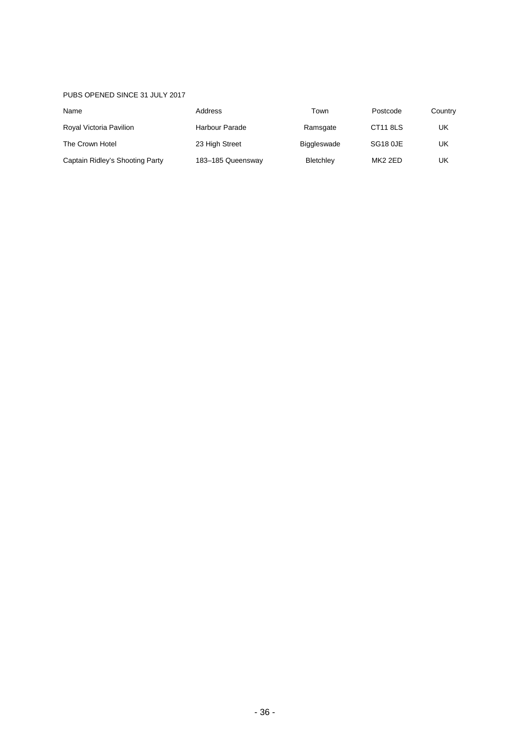PUBS OPENED SINCE 31 JULY 2017

| Name | Address | Town | Postcode | Country |
| --- | --- | --- | --- | --- |
| Royal Victoria Pavilion | Harbour Parade | Ramsgate | CT11 8LS | UK |
| The Crown Hotel | 23 High Street | Biggleswade | SG18 0JE | UK |
| Captain Ridley's Shooting Party | 183–185 Queensway | Bletchley | MK2 2ED | UK |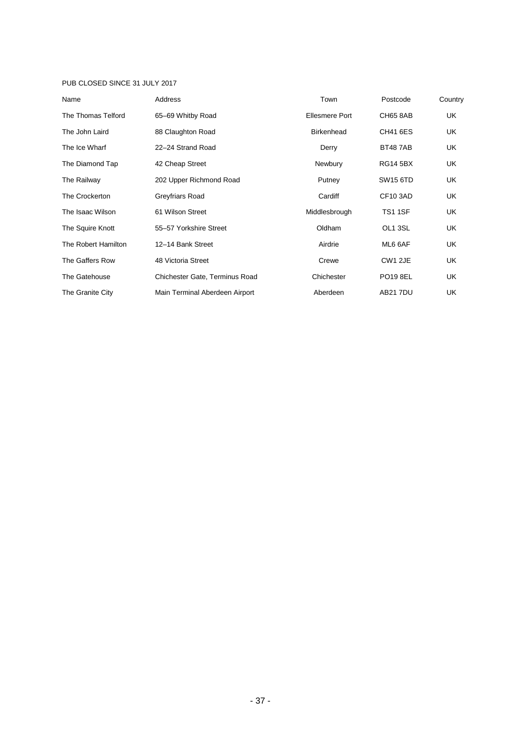PUB CLOSED SINCE 31 JULY 2017

| Name | Address | Town | Postcode | Country |
| --- | --- | --- | --- | --- |
| The Thomas Telford | 65–69 Whitby Road | Ellesmere Port | CH65 8AB | UK |
| The John Laird | 88 Claughton Road | Birkenhead | CH41 6ES | UK |
| The Ice Wharf | 22–24 Strand Road | Derry | BT48 7AB | UK |
| The Diamond Tap | 42 Cheap Street | Newbury | RG14 5BX | UK |
| The Railway | 202 Upper Richmond Road | Putney | SW15 6TD | UK |
| The Crockerton | Greyfriars Road | Cardiff | CF10 3AD | UK |
| The Isaac Wilson | 61 Wilson Street | Middlesbrough | TS1 1SF | UK |
| The Squire Knott | 55–57 Yorkshire Street | Oldham | OL1 3SL | UK |
| The Robert Hamilton | 12–14 Bank Street | Airdrie | ML6 6AF | UK |
| The Gaffers Row | 48 Victoria Street | Crewe | CW1 2JE | UK |
| The Gatehouse | Chichester Gate, Terminus Road | Chichester | PO19 8EL | UK |
| The Granite City | Main Terminal Aberdeen Airport | Aberdeen | AB21 7DU | UK |